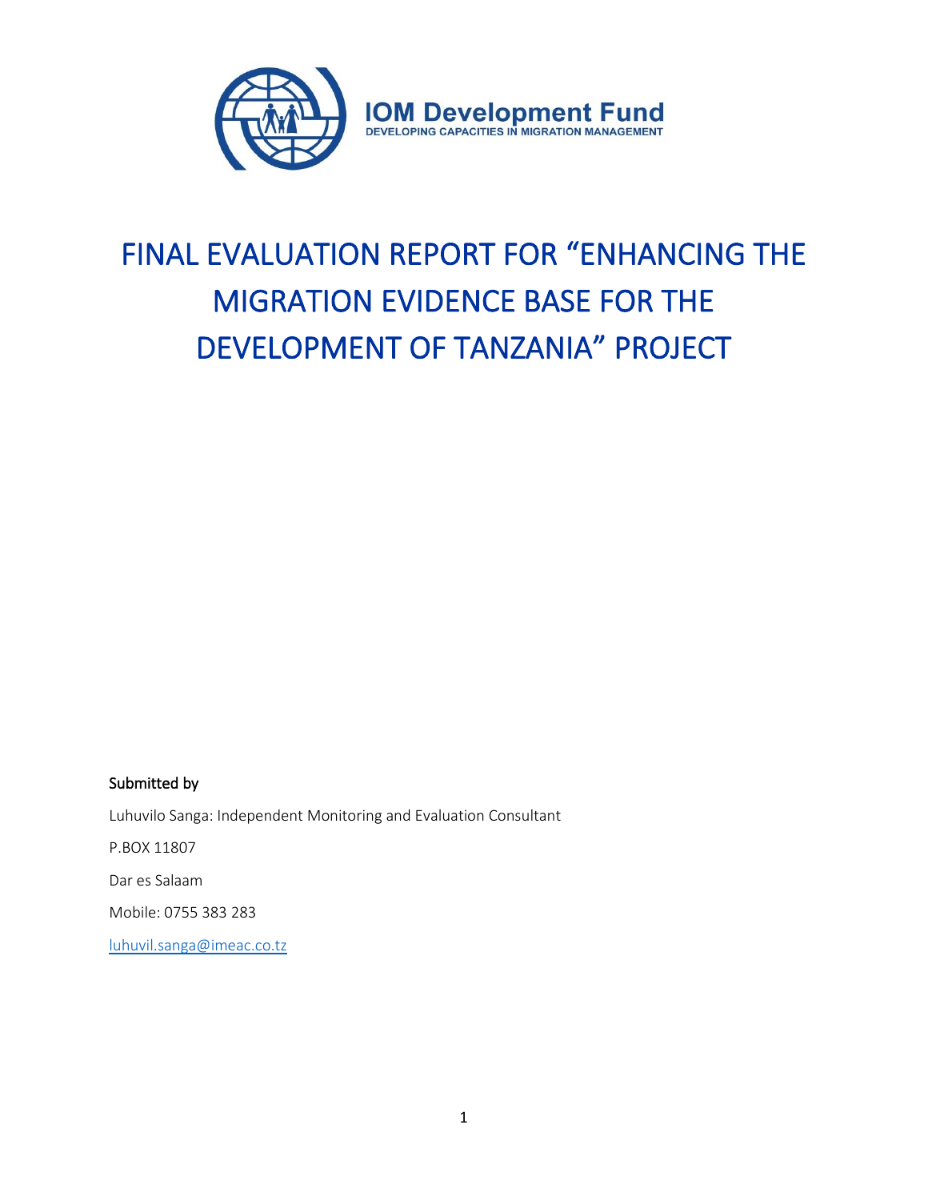IOM Development Fund
DEVELOPING CAPACITIES IN MIGRATION MANAGEMENT

# FINAL EVALUATION REPORT FOR "ENHANCING THE MIGRATION EVIDENCE BASE FOR THE DEVELOPMENT OF TANZANIA" PROJECT

**Submitted by**

Luhuvilo Sanga: Independent Monitoring and Evaluation Consultant

P.BOX 11807

Dar es Salaam

Mobile: 0755 383 283

luhuvil.sanga@imeac.co.tz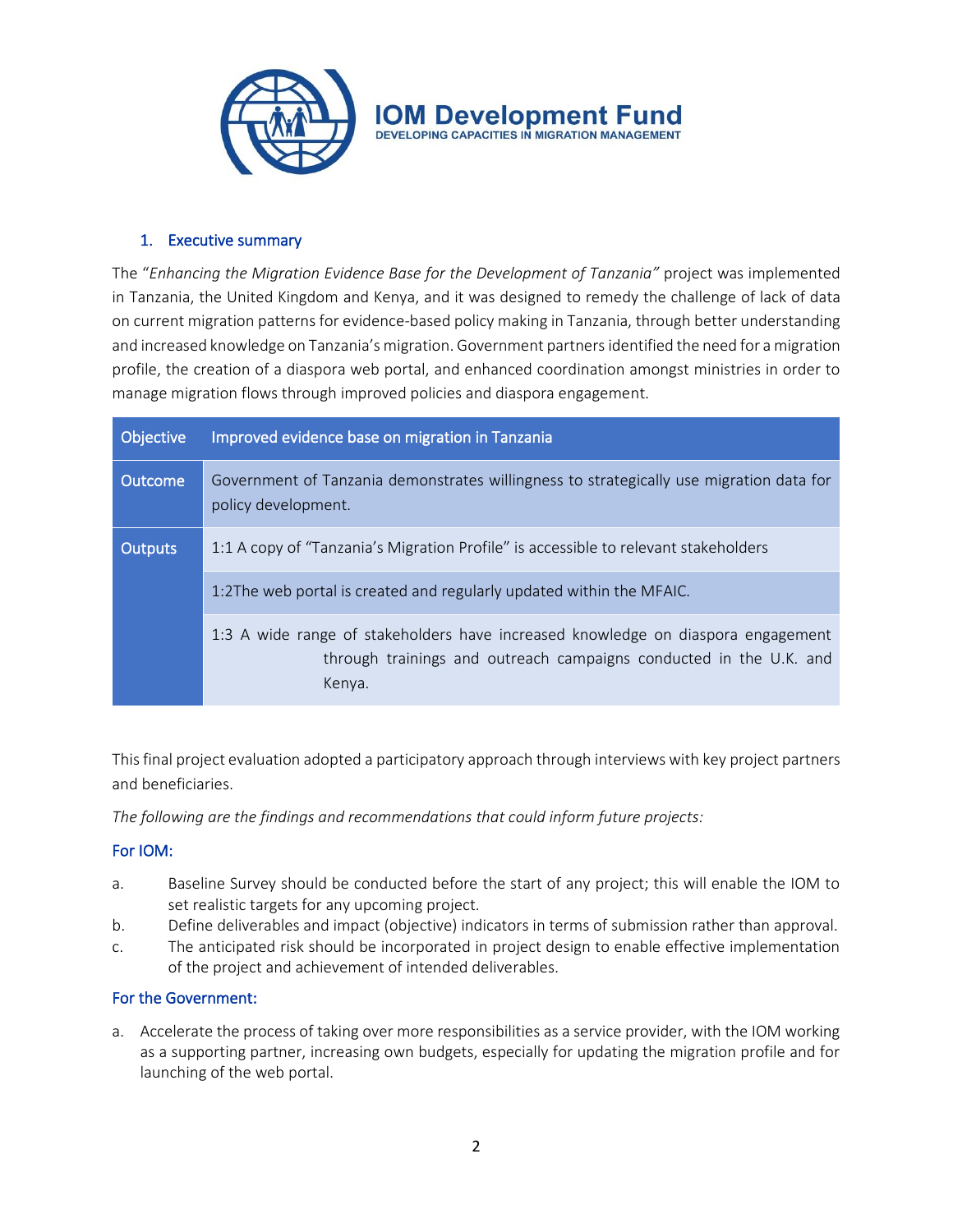## 1. Executive summary

The "*Enhancing the Migration Evidence Base for the Development of Tanzania"* project was implemented in Tanzania, the United Kingdom and Kenya, and it was designed to remedy the challenge of lack of data on current migration patterns for evidence-based policy making in Tanzania, through better understanding and increased knowledge on Tanzania's migration. Government partners identified the need for a migration profile, the creation of a diaspora web portal, and enhanced coordination amongst ministries in order to manage migration flows through improved policies and diaspora engagement.

| Objective | Improved evidence base on migration in Tanzania |
|---|---|
| Outcome | Government of Tanzania demonstrates willingness to strategically use migration data for policy development. |
| Outputs | 1:1 A copy of "Tanzania's Migration Profile" is accessible to relevant stakeholders |
| | 1:2The web portal is created and regularly updated within the MFAIC. |
| | 1:3 A wide range of stakeholders have increased knowledge on diaspora engagement through trainings and outreach campaigns conducted in the U.K. and Kenya. |

This final project evaluation adopted a participatory approach through interviews with key project partners and beneficiaries.

*The following are the findings and recommendations that could inform future projects:*

### For IOM:

a. Baseline Survey should be conducted before the start of any project; this will enable the IOM to set realistic targets for any upcoming project.
b. Define deliverables and impact (objective) indicators in terms of submission rather than approval.
c. The anticipated risk should be incorporated in project design to enable effective implementation of the project and achievement of intended deliverables.

### For the Government:

a. Accelerate the process of taking over more responsibilities as a service provider, with the IOM working as a supporting partner, increasing own budgets, especially for updating the migration profile and for launching of the web portal.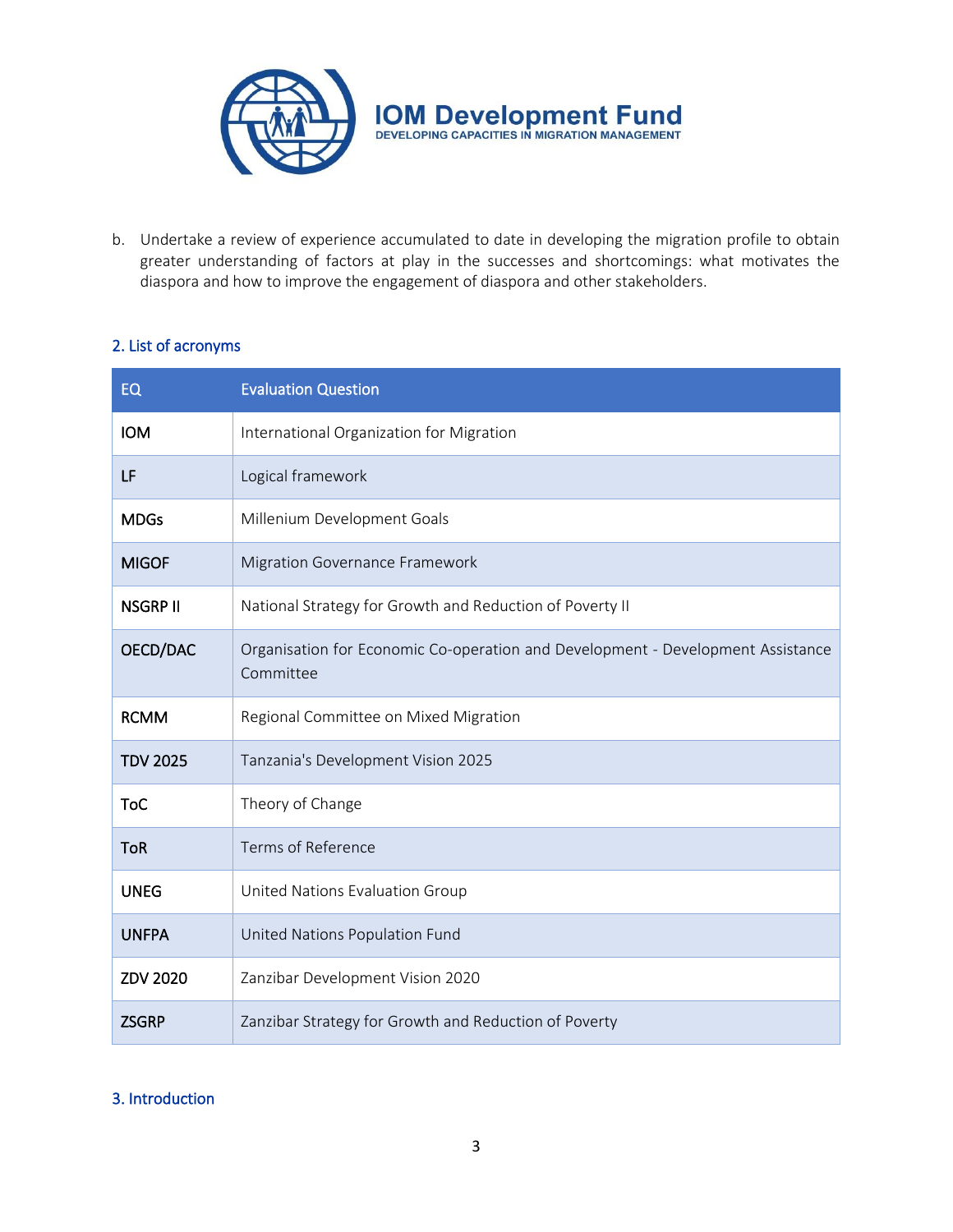b. Undertake a review of experience accumulated to date in developing the migration profile to obtain greater understanding of factors at play in the successes and shortcomings: what motivates the diaspora and how to improve the engagement of diaspora and other stakeholders.

## 2. List of acronyms

| EQ | Evaluation Question |
|---|---|
| IOM | International Organization for Migration |
| LF | Logical framework |
| MDGs | Millenium Development Goals |
| MIGOF | Migration Governance Framework |
| NSGRP II | National Strategy for Growth and Reduction of Poverty II |
| OECD/DAC | Organisation for Economic Co-operation and Development - Development Assistance Committee |
| RCMM | Regional Committee on Mixed Migration |
| TDV 2025 | Tanzania's Development Vision 2025 |
| ToC | Theory of Change |
| ToR | Terms of Reference |
| UNEG | United Nations Evaluation Group |
| UNFPA | United Nations Population Fund |
| ZDV 2020 | Zanzibar Development Vision 2020 |
| ZSGRP | Zanzibar Strategy for Growth and Reduction of Poverty |

## 3. Introduction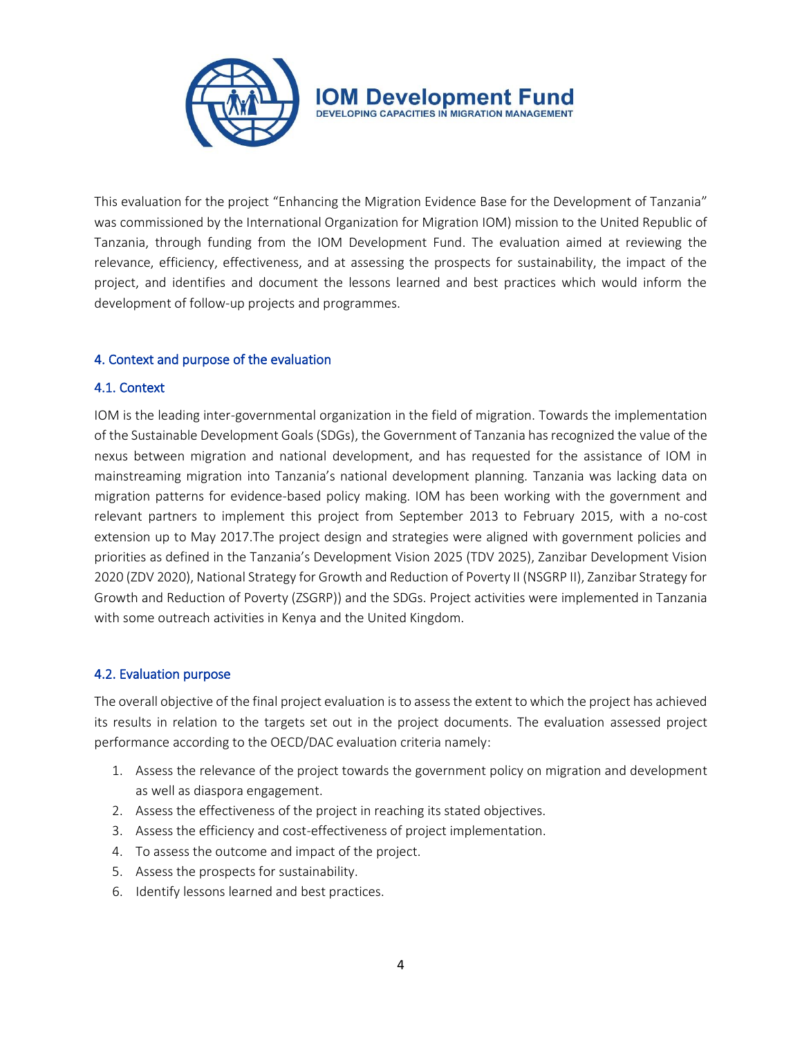This evaluation for the project "Enhancing the Migration Evidence Base for the Development of Tanzania" was commissioned by the International Organization for Migration IOM) mission to the United Republic of Tanzania, through funding from the IOM Development Fund. The evaluation aimed at reviewing the relevance, efficiency, effectiveness, and at assessing the prospects for sustainability, the impact of the project, and identifies and document the lessons learned and best practices which would inform the development of follow-up projects and programmes.

## 4. Context and purpose of the evaluation

### 4.1. Context

IOM is the leading inter-governmental organization in the field of migration. Towards the implementation of the Sustainable Development Goals (SDGs), the Government of Tanzania has recognized the value of the nexus between migration and national development, and has requested for the assistance of IOM in mainstreaming migration into Tanzania's national development planning. Tanzania was lacking data on migration patterns for evidence-based policy making. IOM has been working with the government and relevant partners to implement this project from September 2013 to February 2015, with a no-cost extension up to May 2017.The project design and strategies were aligned with government policies and priorities as defined in the Tanzania's Development Vision 2025 (TDV 2025), Zanzibar Development Vision 2020 (ZDV 2020), National Strategy for Growth and Reduction of Poverty II (NSGRP II), Zanzibar Strategy for Growth and Reduction of Poverty (ZSGRP)) and the SDGs. Project activities were implemented in Tanzania with some outreach activities in Kenya and the United Kingdom.

### 4.2. Evaluation purpose

The overall objective of the final project evaluation is to assess the extent to which the project has achieved its results in relation to the targets set out in the project documents. The evaluation assessed project performance according to the OECD/DAC evaluation criteria namely:

1. Assess the relevance of the project towards the government policy on migration and development as well as diaspora engagement.
2. Assess the effectiveness of the project in reaching its stated objectives.
3. Assess the efficiency and cost-effectiveness of project implementation.
4. To assess the outcome and impact of the project.
5. Assess the prospects for sustainability.
6. Identify lessons learned and best practices.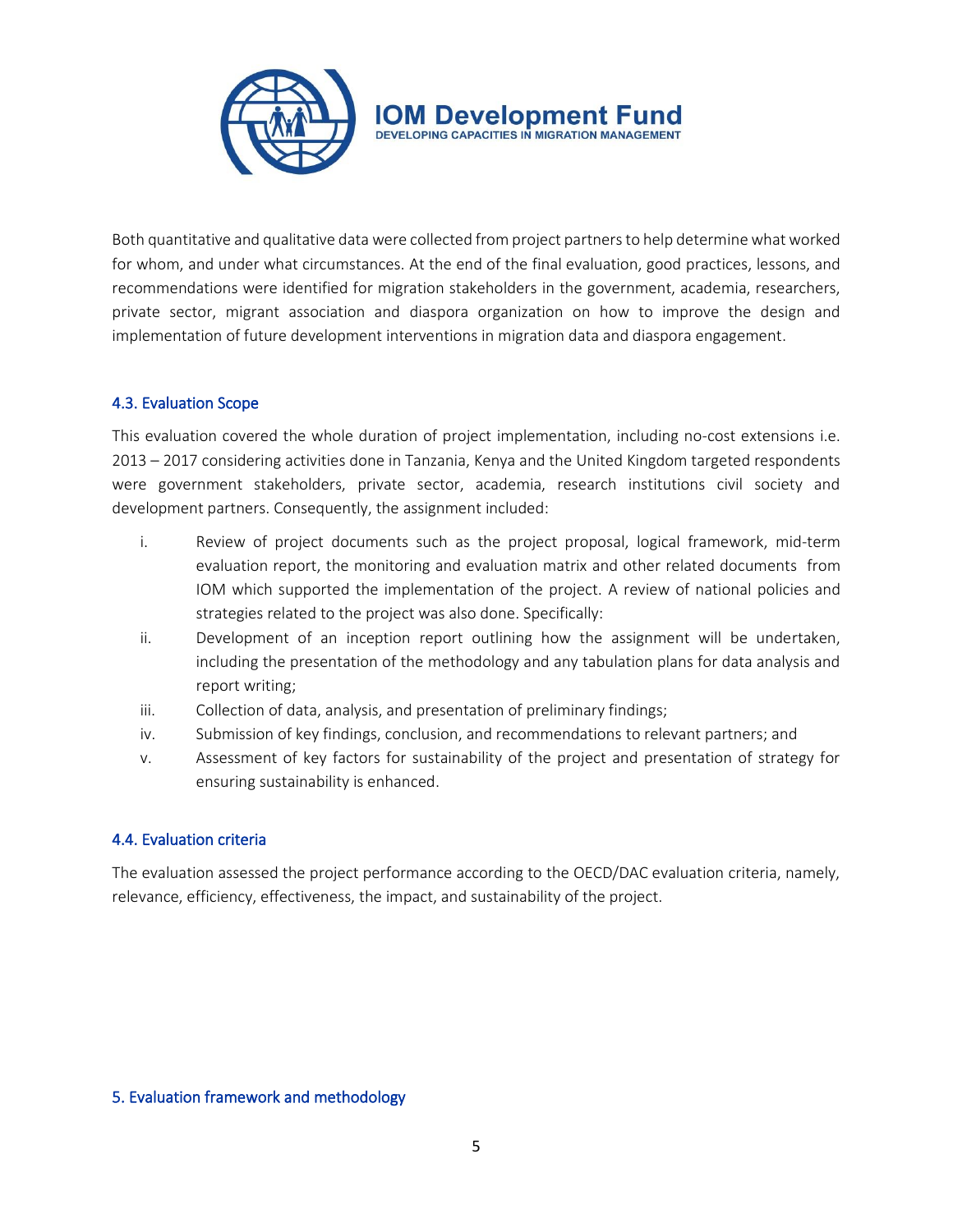Both quantitative and qualitative data were collected from project partners to help determine what worked for whom, and under what circumstances. At the end of the final evaluation, good practices, lessons, and recommendations were identified for migration stakeholders in the government, academia, researchers, private sector, migrant association and diaspora organization on how to improve the design and implementation of future development interventions in migration data and diaspora engagement.

### 4.3. Evaluation Scope

This evaluation covered the whole duration of project implementation, including no-cost extensions i.e. 2013 – 2017 considering activities done in Tanzania, Kenya and the United Kingdom targeted respondents were government stakeholders, private sector, academia, research institutions civil society and development partners. Consequently, the assignment included:

i. Review of project documents such as the project proposal, logical framework, mid-term evaluation report, the monitoring and evaluation matrix and other related documents from IOM which supported the implementation of the project. A review of national policies and strategies related to the project was also done. Specifically:
ii. Development of an inception report outlining how the assignment will be undertaken, including the presentation of the methodology and any tabulation plans for data analysis and report writing;
iii. Collection of data, analysis, and presentation of preliminary findings;
iv. Submission of key findings, conclusion, and recommendations to relevant partners; and
v. Assessment of key factors for sustainability of the project and presentation of strategy for ensuring sustainability is enhanced.

### 4.4. Evaluation criteria

The evaluation assessed the project performance according to the OECD/DAC evaluation criteria, namely, relevance, efficiency, effectiveness, the impact, and sustainability of the project.

## 5. Evaluation framework and methodology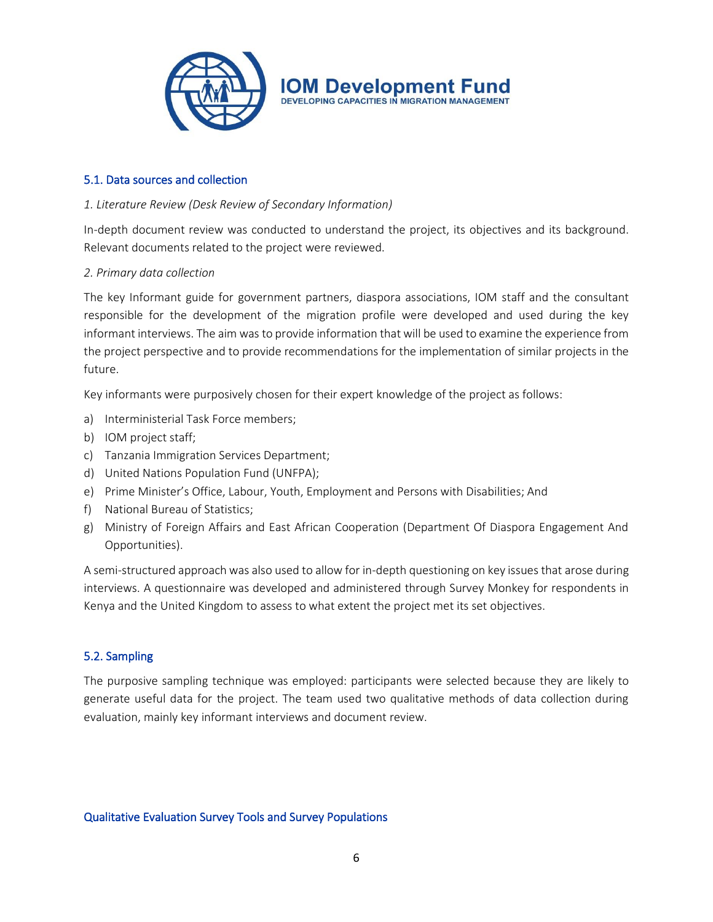### 5.1. Data sources and collection

*1. Literature Review (Desk Review of Secondary Information)*

In-depth document review was conducted to understand the project, its objectives and its background. Relevant documents related to the project were reviewed.

*2. Primary data collection*

The key Informant guide for government partners, diaspora associations, IOM staff and the consultant responsible for the development of the migration profile were developed and used during the key informant interviews. The aim was to provide information that will be used to examine the experience from the project perspective and to provide recommendations for the implementation of similar projects in the future.

Key informants were purposively chosen for their expert knowledge of the project as follows:

a) Interministerial Task Force members;
b) IOM project staff;
c) Tanzania Immigration Services Department;
d) United Nations Population Fund (UNFPA);
e) Prime Minister's Office, Labour, Youth, Employment and Persons with Disabilities; And
f) National Bureau of Statistics;
g) Ministry of Foreign Affairs and East African Cooperation (Department Of Diaspora Engagement And Opportunities).

A semi-structured approach was also used to allow for in-depth questioning on key issues that arose during interviews. A questionnaire was developed and administered through Survey Monkey for respondents in Kenya and the United Kingdom to assess to what extent the project met its set objectives.

### 5.2. Sampling

The purposive sampling technique was employed: participants were selected because they are likely to generate useful data for the project. The team used two qualitative methods of data collection during evaluation, mainly key informant interviews and document review.

### Qualitative Evaluation Survey Tools and Survey Populations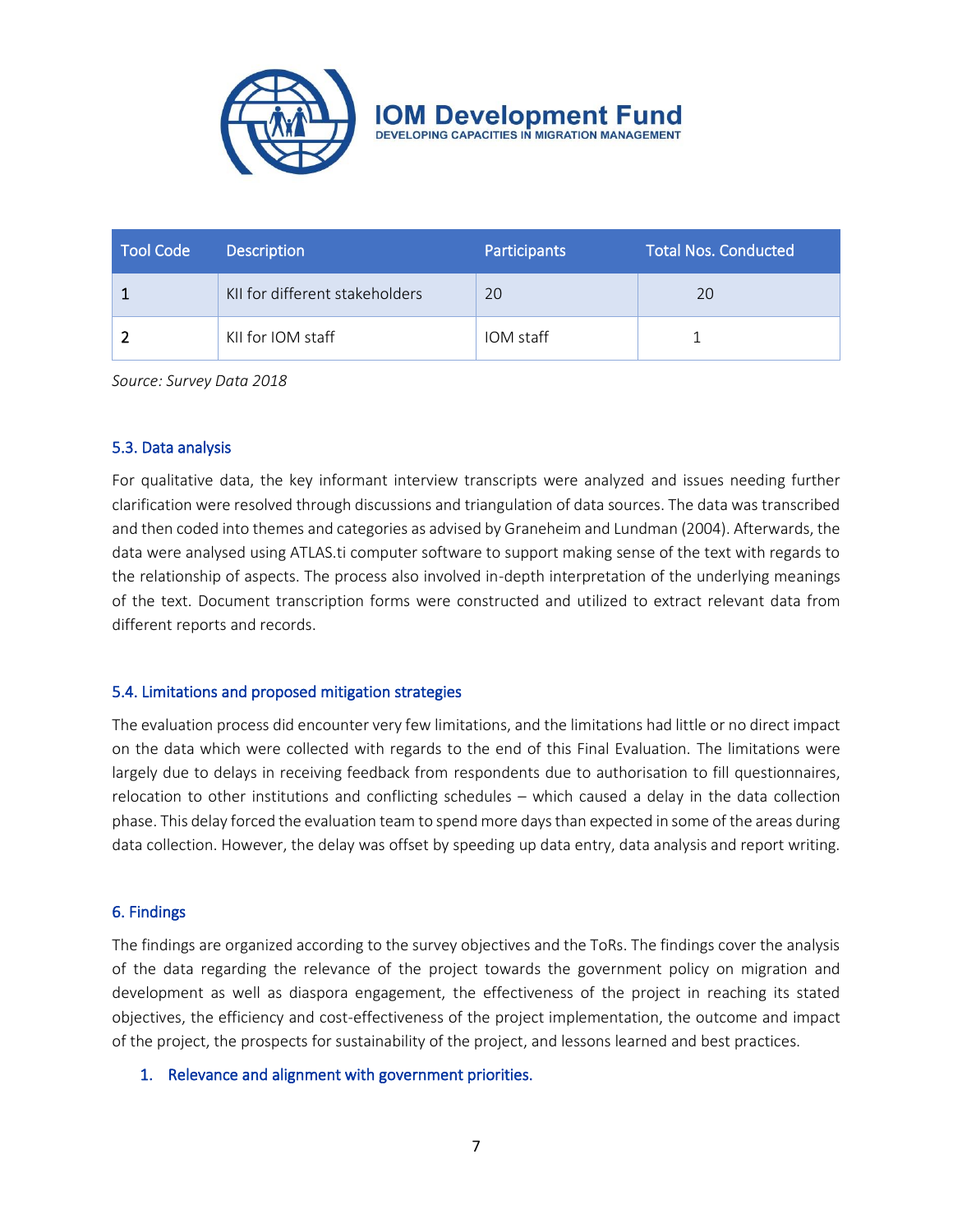| Tool Code | Description | Participants | Total Nos. Conducted |
| --- | --- | --- | --- |
| 1 | KII for different stakeholders | 20 | 20 |
| 2 | KII for IOM staff | IOM staff | 1 |

*Source: Survey Data 2018*

### 5.3. Data analysis

For qualitative data, the key informant interview transcripts were analyzed and issues needing further clarification were resolved through discussions and triangulation of data sources. The data was transcribed and then coded into themes and categories as advised by Graneheim and Lundman (2004). Afterwards, the data were analysed using ATLAS.ti computer software to support making sense of the text with regards to the relationship of aspects. The process also involved in-depth interpretation of the underlying meanings of the text. Document transcription forms were constructed and utilized to extract relevant data from different reports and records.

### 5.4. Limitations and proposed mitigation strategies

The evaluation process did encounter very few limitations, and the limitations had little or no direct impact on the data which were collected with regards to the end of this Final Evaluation. The limitations were largely due to delays in receiving feedback from respondents due to authorisation to fill questionnaires, relocation to other institutions and conflicting schedules – which caused a delay in the data collection phase. This delay forced the evaluation team to spend more days than expected in some of the areas during data collection. However, the delay was offset by speeding up data entry, data analysis and report writing.

## 6. Findings

The findings are organized according to the survey objectives and the ToRs. The findings cover the analysis of the data regarding the relevance of the project towards the government policy on migration and development as well as diaspora engagement, the effectiveness of the project in reaching its stated objectives, the efficiency and cost-effectiveness of the project implementation, the outcome and impact of the project, the prospects for sustainability of the project, and lessons learned and best practices.

1. Relevance and alignment with government priorities.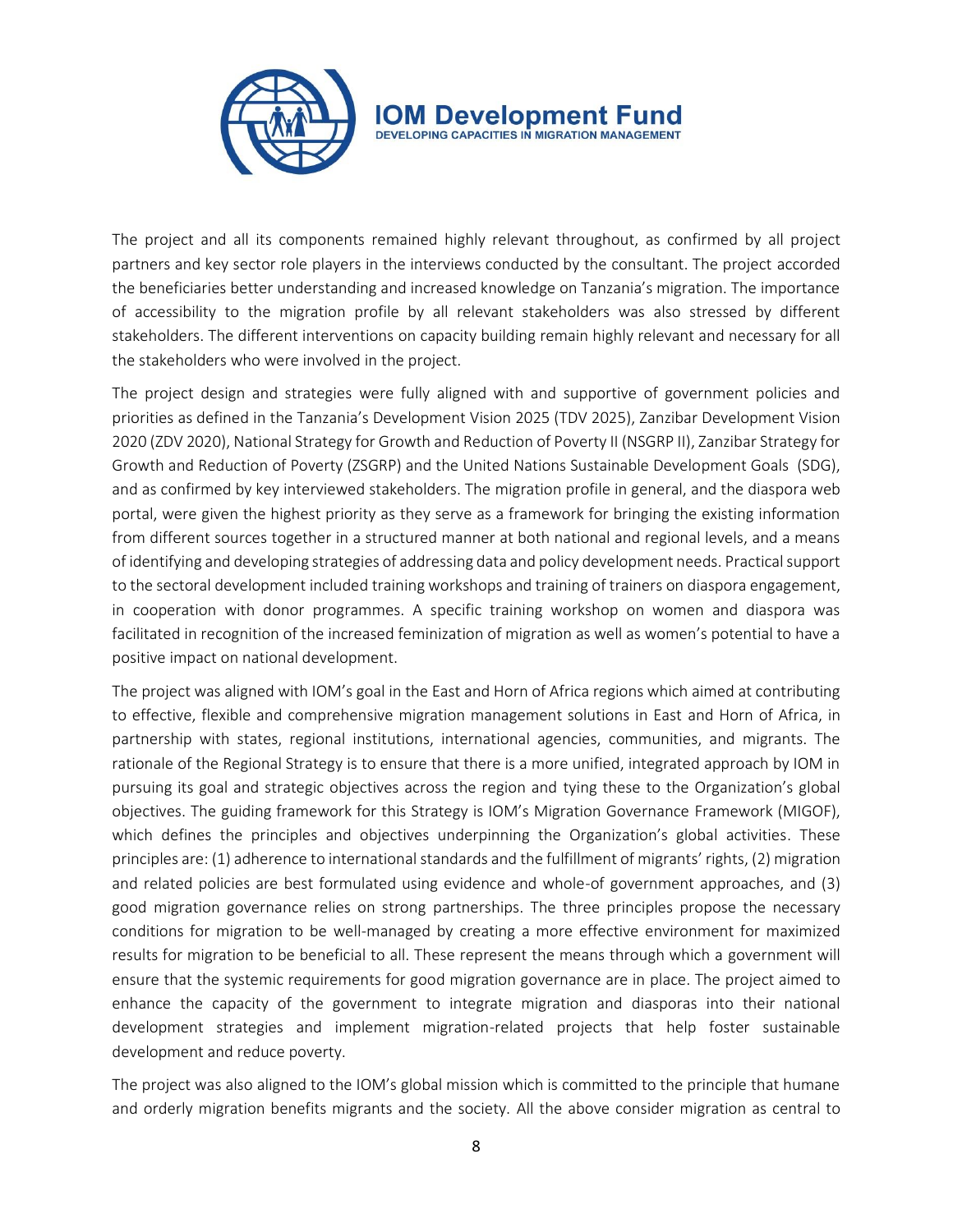The project and all its components remained highly relevant throughout, as confirmed by all project partners and key sector role players in the interviews conducted by the consultant. The project accorded the beneficiaries better understanding and increased knowledge on Tanzania's migration. The importance of accessibility to the migration profile by all relevant stakeholders was also stressed by different stakeholders. The different interventions on capacity building remain highly relevant and necessary for all the stakeholders who were involved in the project.

The project design and strategies were fully aligned with and supportive of government policies and priorities as defined in the Tanzania's Development Vision 2025 (TDV 2025), Zanzibar Development Vision 2020 (ZDV 2020), National Strategy for Growth and Reduction of Poverty II (NSGRP II), Zanzibar Strategy for Growth and Reduction of Poverty (ZSGRP) and the United Nations Sustainable Development Goals (SDG), and as confirmed by key interviewed stakeholders. The migration profile in general, and the diaspora web portal, were given the highest priority as they serve as a framework for bringing the existing information from different sources together in a structured manner at both national and regional levels, and a means of identifying and developing strategies of addressing data and policy development needs. Practical support to the sectoral development included training workshops and training of trainers on diaspora engagement, in cooperation with donor programmes. A specific training workshop on women and diaspora was facilitated in recognition of the increased feminization of migration as well as women's potential to have a positive impact on national development.

The project was aligned with IOM's goal in the East and Horn of Africa regions which aimed at contributing to effective, flexible and comprehensive migration management solutions in East and Horn of Africa, in partnership with states, regional institutions, international agencies, communities, and migrants. The rationale of the Regional Strategy is to ensure that there is a more unified, integrated approach by IOM in pursuing its goal and strategic objectives across the region and tying these to the Organization's global objectives. The guiding framework for this Strategy is IOM's Migration Governance Framework (MIGOF), which defines the principles and objectives underpinning the Organization's global activities. These principles are: (1) adherence to international standards and the fulfillment of migrants' rights, (2) migration and related policies are best formulated using evidence and whole-of government approaches, and (3) good migration governance relies on strong partnerships. The three principles propose the necessary conditions for migration to be well-managed by creating a more effective environment for maximized results for migration to be beneficial to all. These represent the means through which a government will ensure that the systemic requirements for good migration governance are in place. The project aimed to enhance the capacity of the government to integrate migration and diasporas into their national development strategies and implement migration-related projects that help foster sustainable development and reduce poverty.

The project was also aligned to the IOM's global mission which is committed to the principle that humane and orderly migration benefits migrants and the society. All the above consider migration as central to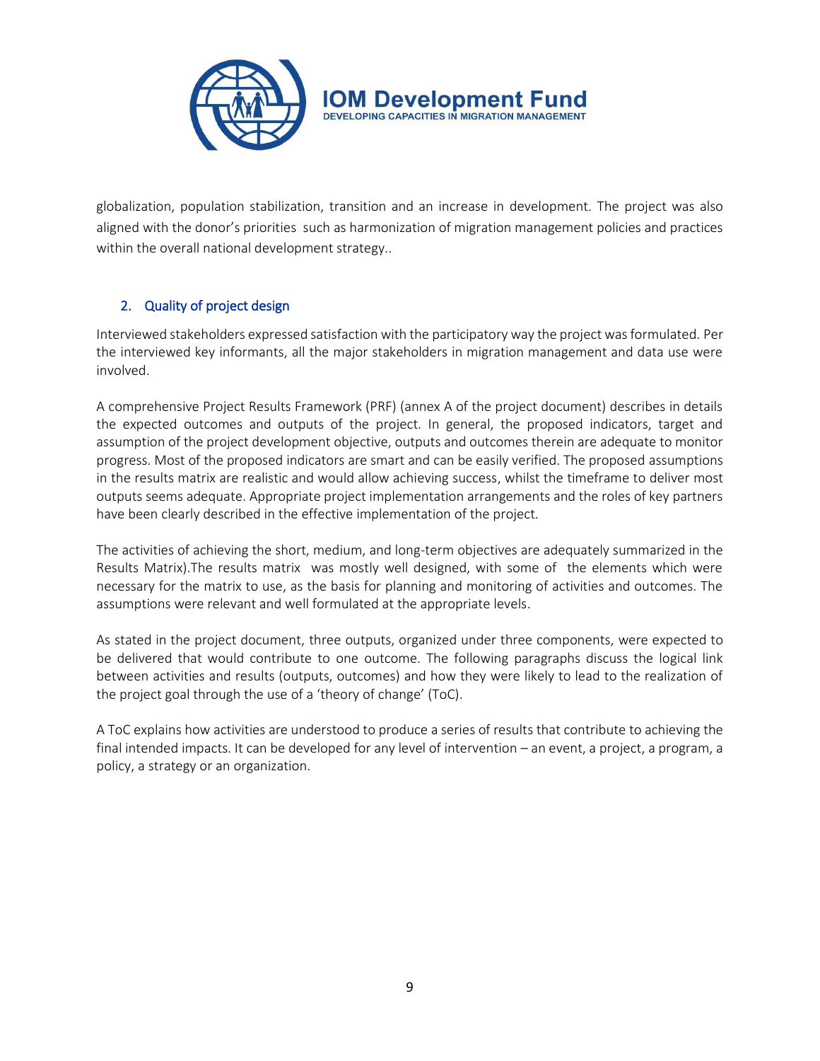globalization, population stabilization, transition and an increase in development. The project was also aligned with the donor's priorities such as harmonization of migration management policies and practices within the overall national development strategy..

## 2. Quality of project design

Interviewed stakeholders expressed satisfaction with the participatory way the project was formulated. Per the interviewed key informants, all the major stakeholders in migration management and data use were involved.

A comprehensive Project Results Framework (PRF) (annex A of the project document) describes in details the expected outcomes and outputs of the project. In general, the proposed indicators, target and assumption of the project development objective, outputs and outcomes therein are adequate to monitor progress. Most of the proposed indicators are smart and can be easily verified. The proposed assumptions in the results matrix are realistic and would allow achieving success, whilst the timeframe to deliver most outputs seems adequate. Appropriate project implementation arrangements and the roles of key partners have been clearly described in the effective implementation of the project.

The activities of achieving the short, medium, and long-term objectives are adequately summarized in the Results Matrix).The results matrix was mostly well designed, with some of the elements which were necessary for the matrix to use, as the basis for planning and monitoring of activities and outcomes. The assumptions were relevant and well formulated at the appropriate levels.

As stated in the project document, three outputs, organized under three components, were expected to be delivered that would contribute to one outcome. The following paragraphs discuss the logical link between activities and results (outputs, outcomes) and how they were likely to lead to the realization of the project goal through the use of a 'theory of change' (ToC).

A ToC explains how activities are understood to produce a series of results that contribute to achieving the final intended impacts. It can be developed for any level of intervention – an event, a project, a program, a policy, a strategy or an organization.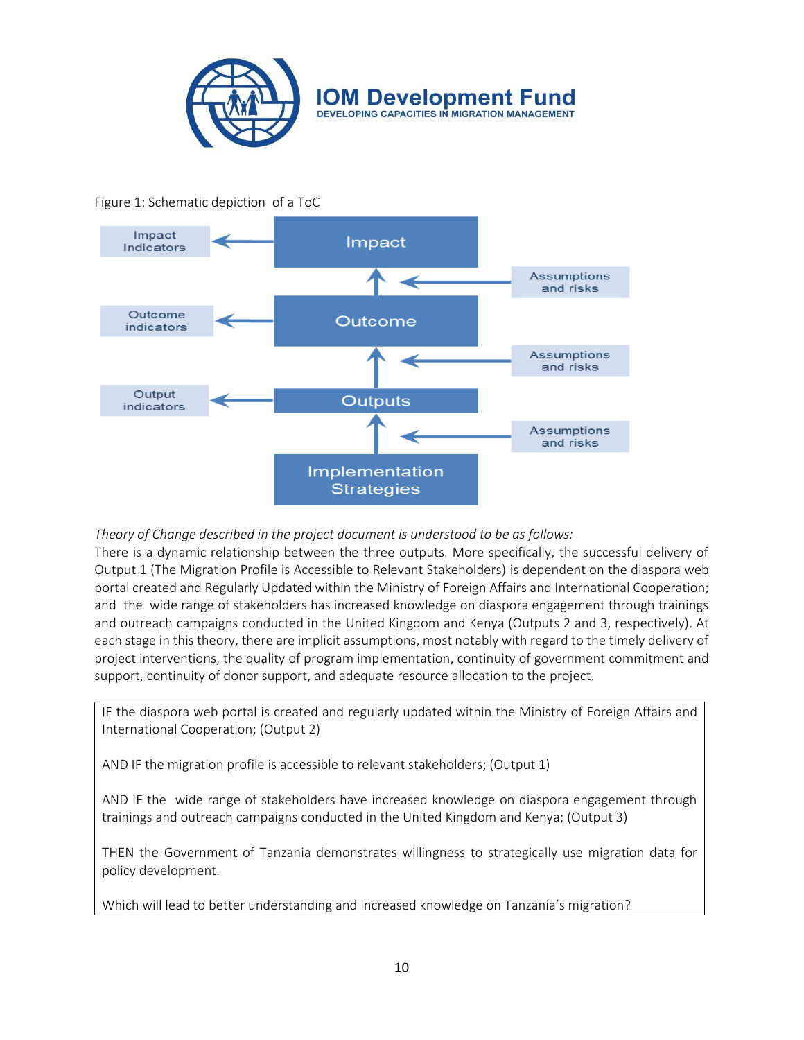Figure 1: Schematic depiction of a ToC

| | | |
|---|---|---|
| Impact Indicators ← | Impact | |
| | ↑ ← | Assumptions and risks |
| Outcome indicators ← | Outcome | |
| | ↑ ← | Assumptions and risks |
| Output indicators ← | Outputs | |
| | ↑ ← | Assumptions and risks |
| | Implementation Strategies | |

*Theory of Change described in the project document is understood to be as follows:*
There is a dynamic relationship between the three outputs. More specifically, the successful delivery of Output 1 (The Migration Profile is Accessible to Relevant Stakeholders) is dependent on the diaspora web portal created and Regularly Updated within the Ministry of Foreign Affairs and International Cooperation; and the wide range of stakeholders has increased knowledge on diaspora engagement through trainings and outreach campaigns conducted in the United Kingdom and Kenya (Outputs 2 and 3, respectively). At each stage in this theory, there are implicit assumptions, most notably with regard to the timely delivery of project interventions, the quality of program implementation, continuity of government commitment and support, continuity of donor support, and adequate resource allocation to the project.

IF the diaspora web portal is created and regularly updated within the Ministry of Foreign Affairs and International Cooperation; (Output 2)

AND IF the migration profile is accessible to relevant stakeholders; (Output 1)

AND IF the wide range of stakeholders have increased knowledge on diaspora engagement through trainings and outreach campaigns conducted in the United Kingdom and Kenya; (Output 3)

THEN the Government of Tanzania demonstrates willingness to strategically use migration data for policy development.

Which will lead to better understanding and increased knowledge on Tanzania's migration?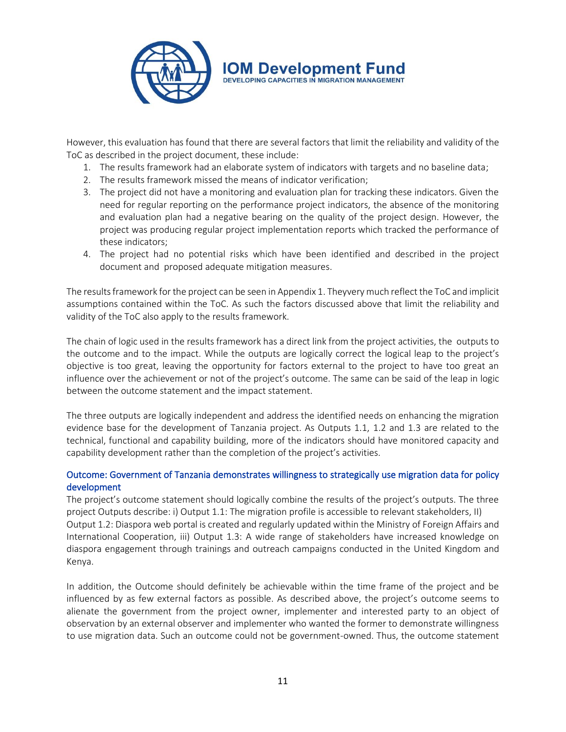However, this evaluation has found that there are several factors that limit the reliability and validity of the ToC as described in the project document, these include:

1. The results framework had an elaborate system of indicators with targets and no baseline data;
2. The results framework missed the means of indicator verification;
3. The project did not have a monitoring and evaluation plan for tracking these indicators. Given the need for regular reporting on the performance project indicators, the absence of the monitoring and evaluation plan had a negative bearing on the quality of the project design. However, the project was producing regular project implementation reports which tracked the performance of these indicators;
4. The project had no potential risks which have been identified and described in the project document and proposed adequate mitigation measures.

The results framework for the project can be seen in Appendix 1. Theyvery much reflect the ToC and implicit assumptions contained within the ToC. As such the factors discussed above that limit the reliability and validity of the ToC also apply to the results framework.

The chain of logic used in the results framework has a direct link from the project activities, the outputs to the outcome and to the impact. While the outputs are logically correct the logical leap to the project's objective is too great, leaving the opportunity for factors external to the project to have too great an influence over the achievement or not of the project's outcome. The same can be said of the leap in logic between the outcome statement and the impact statement.

The three outputs are logically independent and address the identified needs on enhancing the migration evidence base for the development of Tanzania project. As Outputs 1.1, 1.2 and 1.3 are related to the technical, functional and capability building, more of the indicators should have monitored capacity and capability development rather than the completion of the project's activities.

### Outcome: Government of Tanzania demonstrates willingness to strategically use migration data for policy development

The project's outcome statement should logically combine the results of the project's outputs. The three project Outputs describe: i) Output 1.1: The migration profile is accessible to relevant stakeholders, II) Output 1.2: Diaspora web portal is created and regularly updated within the Ministry of Foreign Affairs and International Cooperation, iii) Output 1.3: A wide range of stakeholders have increased knowledge on diaspora engagement through trainings and outreach campaigns conducted in the United Kingdom and Kenya.

In addition, the Outcome should definitely be achievable within the time frame of the project and be influenced by as few external factors as possible. As described above, the project's outcome seems to alienate the government from the project owner, implementer and interested party to an object of observation by an external observer and implementer who wanted the former to demonstrate willingness to use migration data. Such an outcome could not be government-owned. Thus, the outcome statement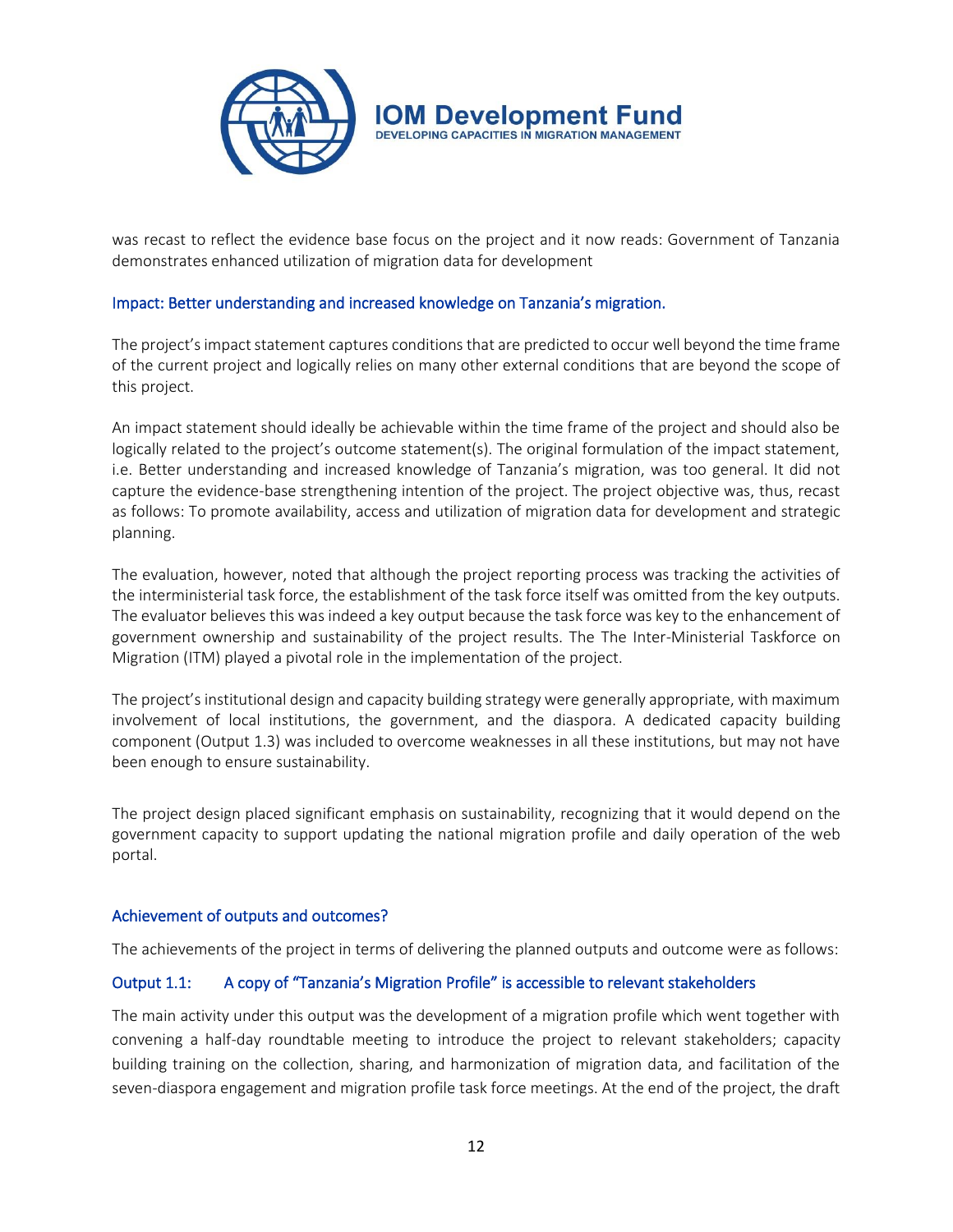was recast to reflect the evidence base focus on the project and it now reads: Government of Tanzania demonstrates enhanced utilization of migration data for development

### Impact: Better understanding and increased knowledge on Tanzania's migration.

The project's impact statement captures conditions that are predicted to occur well beyond the time frame of the current project and logically relies on many other external conditions that are beyond the scope of this project.

An impact statement should ideally be achievable within the time frame of the project and should also be logically related to the project's outcome statement(s). The original formulation of the impact statement, i.e. Better understanding and increased knowledge of Tanzania's migration, was too general. It did not capture the evidence-base strengthening intention of the project. The project objective was, thus, recast as follows: To promote availability, access and utilization of migration data for development and strategic planning.

The evaluation, however, noted that although the project reporting process was tracking the activities of the interministerial task force, the establishment of the task force itself was omitted from the key outputs. The evaluator believes this was indeed a key output because the task force was key to the enhancement of government ownership and sustainability of the project results. The The Inter-Ministerial Taskforce on Migration (ITM) played a pivotal role in the implementation of the project.

The project's institutional design and capacity building strategy were generally appropriate, with maximum involvement of local institutions, the government, and the diaspora. A dedicated capacity building component (Output 1.3) was included to overcome weaknesses in all these institutions, but may not have been enough to ensure sustainability.

The project design placed significant emphasis on sustainability, recognizing that it would depend on the government capacity to support updating the national migration profile and daily operation of the web portal.

### Achievement of outputs and outcomes?

The achievements of the project in terms of delivering the planned outputs and outcome were as follows:

### Output 1.1: A copy of "Tanzania's Migration Profile" is accessible to relevant stakeholders

The main activity under this output was the development of a migration profile which went together with convening a half-day roundtable meeting to introduce the project to relevant stakeholders; capacity building training on the collection, sharing, and harmonization of migration data, and facilitation of the seven-diaspora engagement and migration profile task force meetings. At the end of the project, the draft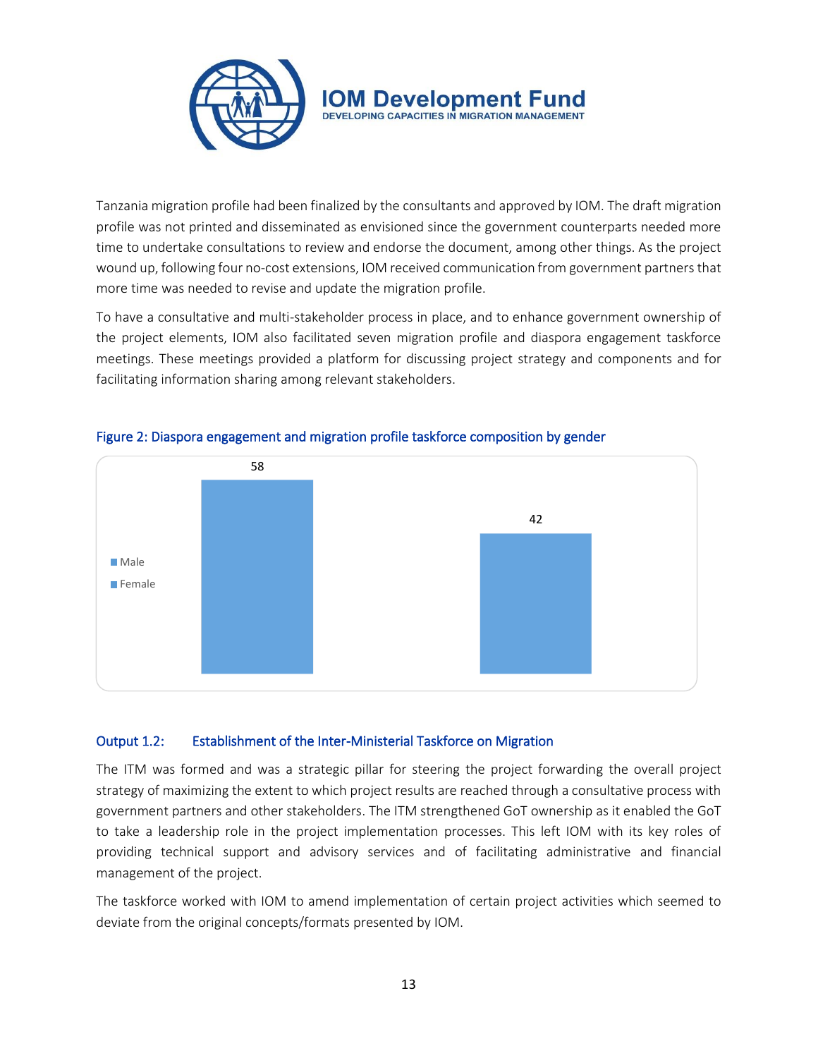Tanzania migration profile had been finalized by the consultants and approved by IOM. The draft migration profile was not printed and disseminated as envisioned since the government counterparts needed more time to undertake consultations to review and endorse the document, among other things. As the project wound up, following four no-cost extensions, IOM received communication from government partners that more time was needed to revise and update the migration profile.

To have a consultative and multi-stakeholder process in place, and to enhance government ownership of the project elements, IOM also facilitated seven migration profile and diaspora engagement taskforce meetings. These meetings provided a platform for discussing project strategy and components and for facilitating information sharing among relevant stakeholders.

Figure 2: Diaspora engagement and migration profile taskforce composition by gender

| Gender | Value |
|---|---|
| Male | 58 |
| Female | 42 |

### Output 1.2: Establishment of the Inter-Ministerial Taskforce on Migration

The ITM was formed and was a strategic pillar for steering the project forwarding the overall project strategy of maximizing the extent to which project results are reached through a consultative process with government partners and other stakeholders. The ITM strengthened GoT ownership as it enabled the GoT to take a leadership role in the project implementation processes. This left IOM with its key roles of providing technical support and advisory services and of facilitating administrative and financial management of the project.

The taskforce worked with IOM to amend implementation of certain project activities which seemed to deviate from the original concepts/formats presented by IOM.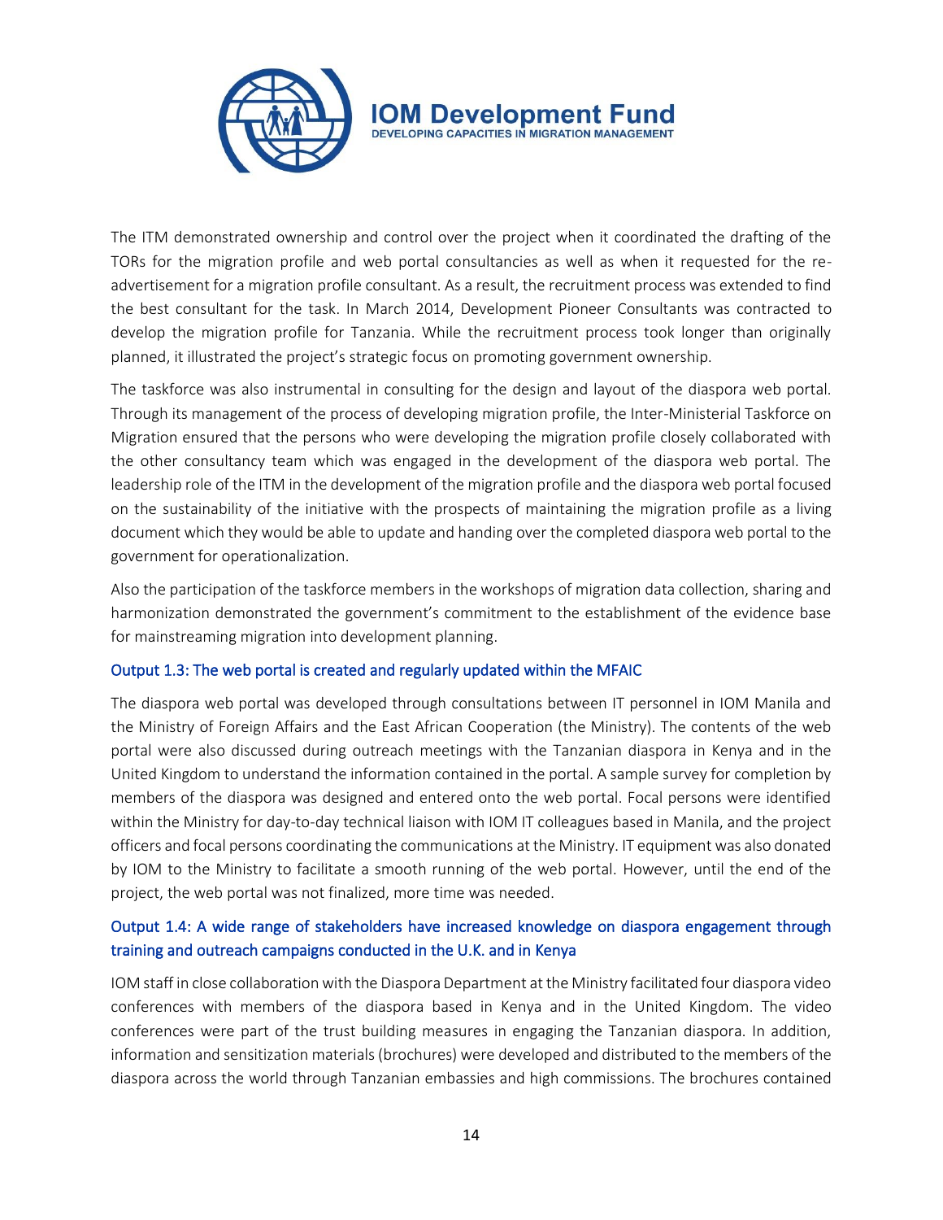The ITM demonstrated ownership and control over the project when it coordinated the drafting of the TORs for the migration profile and web portal consultancies as well as when it requested for the re-advertisement for a migration profile consultant. As a result, the recruitment process was extended to find the best consultant for the task. In March 2014, Development Pioneer Consultants was contracted to develop the migration profile for Tanzania. While the recruitment process took longer than originally planned, it illustrated the project's strategic focus on promoting government ownership.

The taskforce was also instrumental in consulting for the design and layout of the diaspora web portal. Through its management of the process of developing migration profile, the Inter-Ministerial Taskforce on Migration ensured that the persons who were developing the migration profile closely collaborated with the other consultancy team which was engaged in the development of the diaspora web portal. The leadership role of the ITM in the development of the migration profile and the diaspora web portal focused on the sustainability of the initiative with the prospects of maintaining the migration profile as a living document which they would be able to update and handing over the completed diaspora web portal to the government for operationalization.

Also the participation of the taskforce members in the workshops of migration data collection, sharing and harmonization demonstrated the government's commitment to the establishment of the evidence base for mainstreaming migration into development planning.

### Output 1.3: The web portal is created and regularly updated within the MFAIC

The diaspora web portal was developed through consultations between IT personnel in IOM Manila and the Ministry of Foreign Affairs and the East African Cooperation (the Ministry). The contents of the web portal were also discussed during outreach meetings with the Tanzanian diaspora in Kenya and in the United Kingdom to understand the information contained in the portal. A sample survey for completion by members of the diaspora was designed and entered onto the web portal. Focal persons were identified within the Ministry for day-to-day technical liaison with IOM IT colleagues based in Manila, and the project officers and focal persons coordinating the communications at the Ministry. IT equipment was also donated by IOM to the Ministry to facilitate a smooth running of the web portal. However, until the end of the project, the web portal was not finalized, more time was needed.

### Output 1.4: A wide range of stakeholders have increased knowledge on diaspora engagement through training and outreach campaigns conducted in the U.K. and in Kenya

IOM staff in close collaboration with the Diaspora Department at the Ministry facilitated four diaspora video conferences with members of the diaspora based in Kenya and in the United Kingdom. The video conferences were part of the trust building measures in engaging the Tanzanian diaspora. In addition, information and sensitization materials (brochures) were developed and distributed to the members of the diaspora across the world through Tanzanian embassies and high commissions. The brochures contained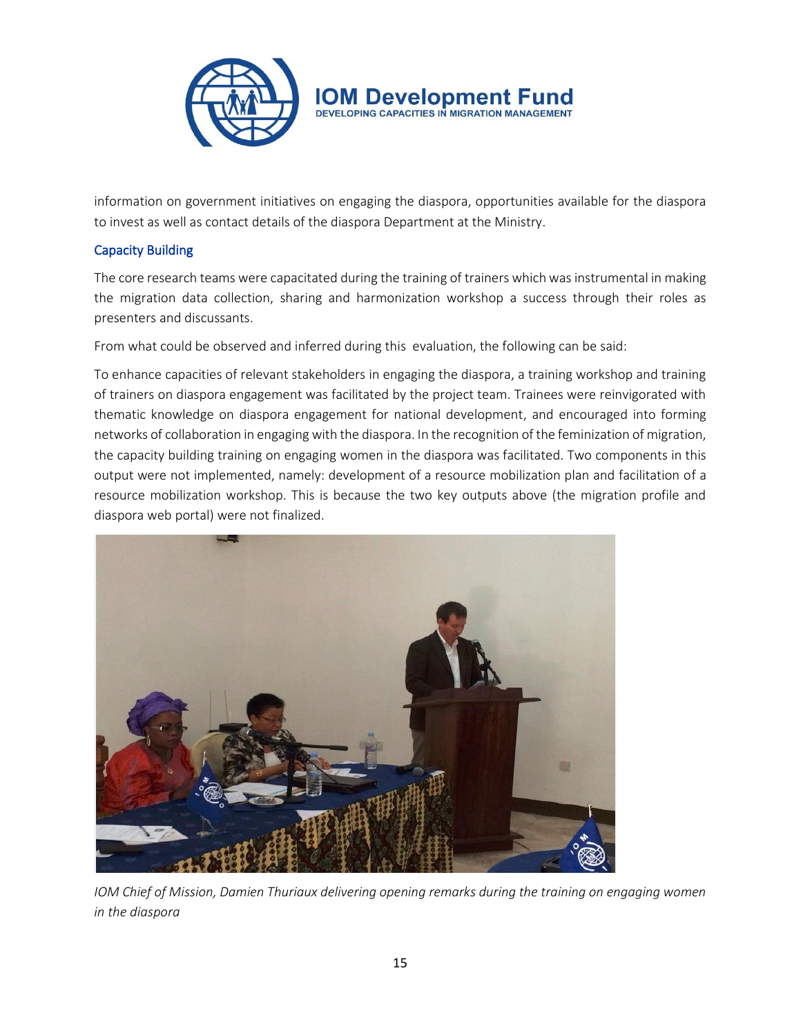information on government initiatives on engaging the diaspora, opportunities available for the diaspora to invest as well as contact details of the diaspora Department at the Ministry.

### Capacity Building

The core research teams were capacitated during the training of trainers which was instrumental in making the migration data collection, sharing and harmonization workshop a success through their roles as presenters and discussants.

From what could be observed and inferred during this evaluation, the following can be said:

To enhance capacities of relevant stakeholders in engaging the diaspora, a training workshop and training of trainers on diaspora engagement was facilitated by the project team. Trainees were reinvigorated with thematic knowledge on diaspora engagement for national development, and encouraged into forming networks of collaboration in engaging with the diaspora. In the recognition of the feminization of migration, the capacity building training on engaging women in the diaspora was facilitated. Two components in this output were not implemented, namely: development of a resource mobilization plan and facilitation of a resource mobilization workshop. This is because the two key outputs above (the migration profile and diaspora web portal) were not finalized.

*IOM Chief of Mission, Damien Thuriaux delivering opening remarks during the training on engaging women in the diaspora*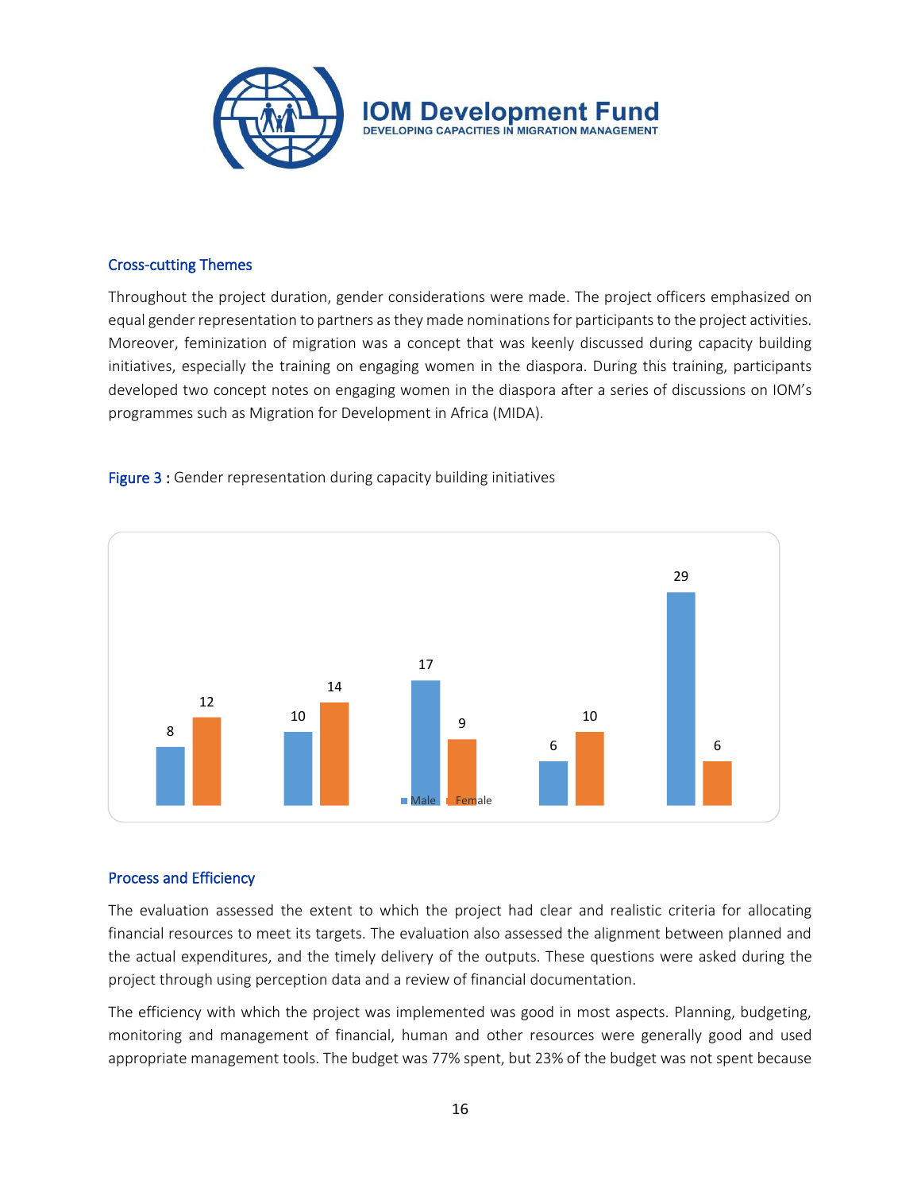### Cross-cutting Themes

Throughout the project duration, gender considerations were made. The project officers emphasized on equal gender representation to partners as they made nominations for participants to the project activities. Moreover, feminization of migration was a concept that was keenly discussed during capacity building initiatives, especially the training on engaging women in the diaspora. During this training, participants developed two concept notes on engaging women in the diaspora after a series of discussions on IOM's programmes such as Migration for Development in Africa (MIDA).

Figure 3 : Gender representation during capacity building initiatives

| Male | Female |
| --- | --- |
| 8 | 12 |
| 10 | 14 |
| 17 | 9 |
| 6 | 10 |
| 29 | 6 |

### Process and Efficiency

The evaluation assessed the extent to which the project had clear and realistic criteria for allocating financial resources to meet its targets. The evaluation also assessed the alignment between planned and the actual expenditures, and the timely delivery of the outputs. These questions were asked during the project through using perception data and a review of financial documentation.

The efficiency with which the project was implemented was good in most aspects. Planning, budgeting, monitoring and management of financial, human and other resources were generally good and used appropriate management tools. The budget was 77% spent, but 23% of the budget was not spent because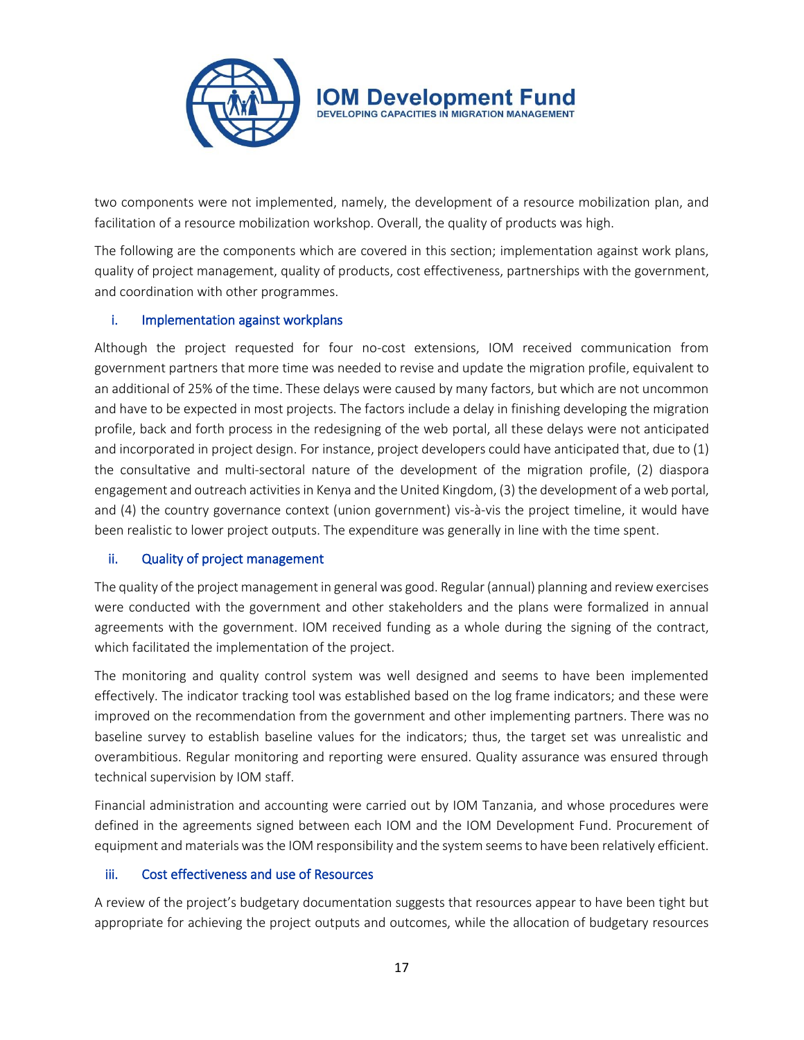two components were not implemented, namely, the development of a resource mobilization plan, and facilitation of a resource mobilization workshop. Overall, the quality of products was high.

The following are the components which are covered in this section; implementation against work plans, quality of project management, quality of products, cost effectiveness, partnerships with the government, and coordination with other programmes.

### i. Implementation against workplans

Although the project requested for four no-cost extensions, IOM received communication from government partners that more time was needed to revise and update the migration profile, equivalent to an additional of 25% of the time. These delays were caused by many factors, but which are not uncommon and have to be expected in most projects. The factors include a delay in finishing developing the migration profile, back and forth process in the redesigning of the web portal, all these delays were not anticipated and incorporated in project design. For instance, project developers could have anticipated that, due to (1) the consultative and multi-sectoral nature of the development of the migration profile, (2) diaspora engagement and outreach activities in Kenya and the United Kingdom, (3) the development of a web portal, and (4) the country governance context (union government) vis-à-vis the project timeline, it would have been realistic to lower project outputs. The expenditure was generally in line with the time spent.

### ii. Quality of project management

The quality of the project management in general was good. Regular (annual) planning and review exercises were conducted with the government and other stakeholders and the plans were formalized in annual agreements with the government. IOM received funding as a whole during the signing of the contract, which facilitated the implementation of the project.

The monitoring and quality control system was well designed and seems to have been implemented effectively. The indicator tracking tool was established based on the log frame indicators; and these were improved on the recommendation from the government and other implementing partners. There was no baseline survey to establish baseline values for the indicators; thus, the target set was unrealistic and overambitious. Regular monitoring and reporting were ensured. Quality assurance was ensured through technical supervision by IOM staff.

Financial administration and accounting were carried out by IOM Tanzania, and whose procedures were defined in the agreements signed between each IOM and the IOM Development Fund. Procurement of equipment and materials was the IOM responsibility and the system seems to have been relatively efficient.

### iii. Cost effectiveness and use of Resources

A review of the project's budgetary documentation suggests that resources appear to have been tight but appropriate for achieving the project outputs and outcomes, while the allocation of budgetary resources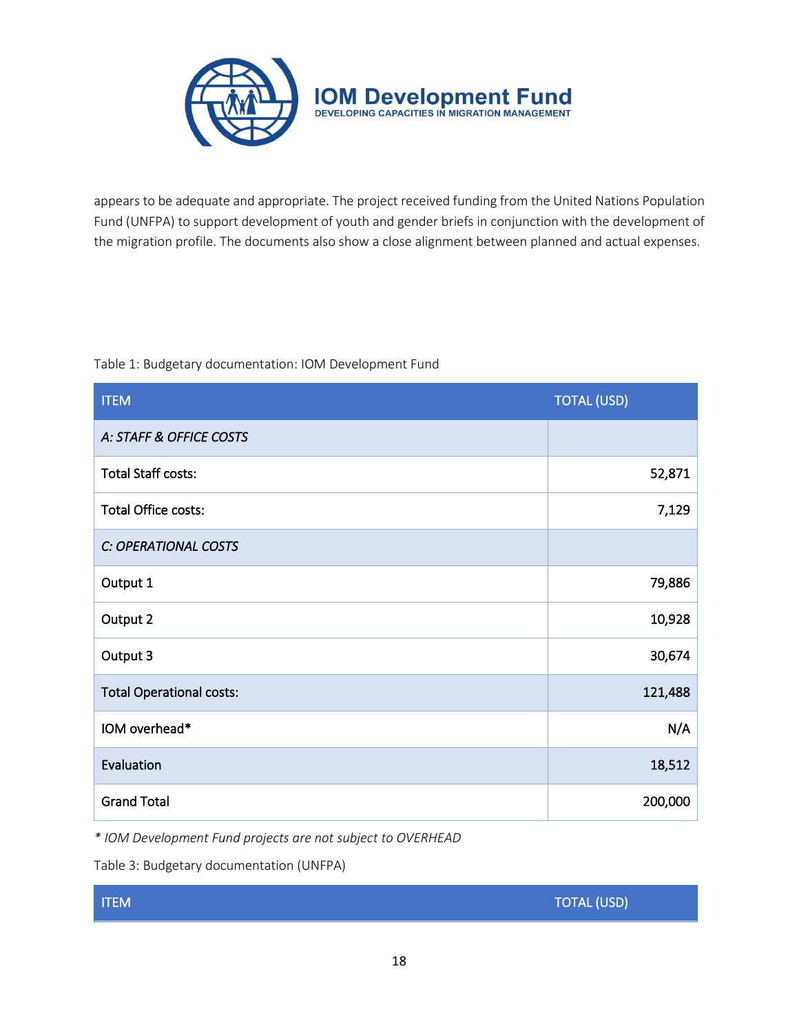appears to be adequate and appropriate. The project received funding from the United Nations Population Fund (UNFPA) to support development of youth and gender briefs in conjunction with the development of the migration profile. The documents also show a close alignment between planned and actual expenses.

Table 1: Budgetary documentation: IOM Development Fund

| ITEM | TOTAL (USD) |
| --- | --- |
| *A: STAFF & OFFICE COSTS* | |
| Total Staff costs: | 52,871 |
| Total Office costs: | 7,129 |
| *C: OPERATIONAL COSTS* | |
| Output 1 | 79,886 |
| Output 2 | 10,928 |
| Output 3 | 30,674 |
| Total Operational costs: | 121,488 |
| IOM overhead* | N/A |
| Evaluation | 18,512 |
| Grand Total | 200,000 |

*\* IOM Development Fund projects are not subject to OVERHEAD*

Table 3: Budgetary documentation (UNFPA)

| ITEM | TOTAL (USD) |
| --- | --- |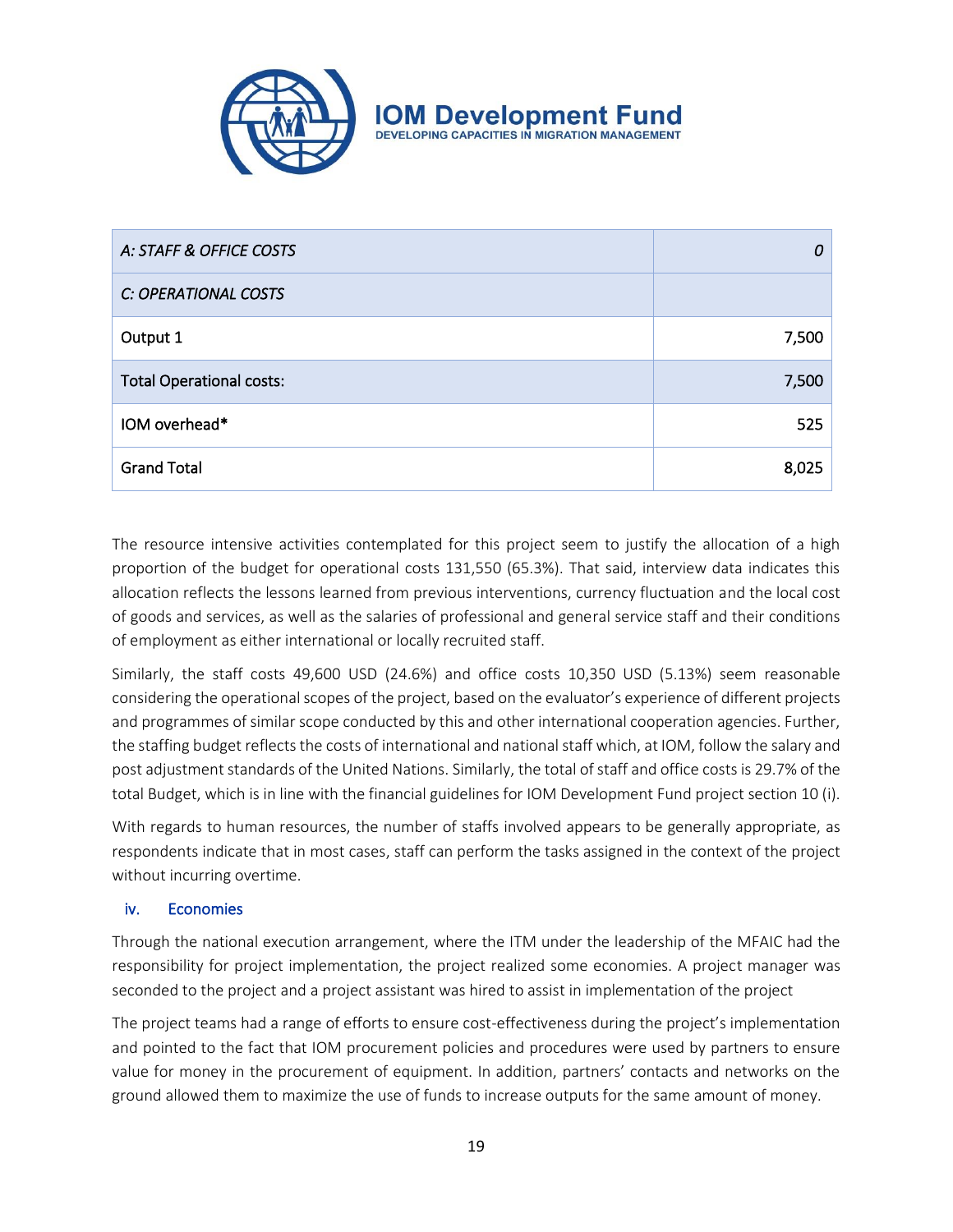| *A: STAFF & OFFICE COSTS* | *0* |
|---|---|
| *C: OPERATIONAL COSTS* | |
| Output 1 | 7,500 |
| Total Operational costs: | 7,500 |
| IOM overhead* | 525 |
| Grand Total | 8,025 |

The resource intensive activities contemplated for this project seem to justify the allocation of a high proportion of the budget for operational costs 131,550 (65.3%). That said, interview data indicates this allocation reflects the lessons learned from previous interventions, currency fluctuation and the local cost of goods and services, as well as the salaries of professional and general service staff and their conditions of employment as either international or locally recruited staff.

Similarly, the staff costs 49,600 USD (24.6%) and office costs 10,350 USD (5.13%) seem reasonable considering the operational scopes of the project, based on the evaluator's experience of different projects and programmes of similar scope conducted by this and other international cooperation agencies. Further, the staffing budget reflects the costs of international and national staff which, at IOM, follow the salary and post adjustment standards of the United Nations. Similarly, the total of staff and office costs is 29.7% of the total Budget, which is in line with the financial guidelines for IOM Development Fund project section 10 (i).

With regards to human resources, the number of staffs involved appears to be generally appropriate, as respondents indicate that in most cases, staff can perform the tasks assigned in the context of the project without incurring overtime.

### iv. Economies

Through the national execution arrangement, where the ITM under the leadership of the MFAIC had the responsibility for project implementation, the project realized some economies. A project manager was seconded to the project and a project assistant was hired to assist in implementation of the project

The project teams had a range of efforts to ensure cost-effectiveness during the project's implementation and pointed to the fact that IOM procurement policies and procedures were used by partners to ensure value for money in the procurement of equipment. In addition, partners' contacts and networks on the ground allowed them to maximize the use of funds to increase outputs for the same amount of money.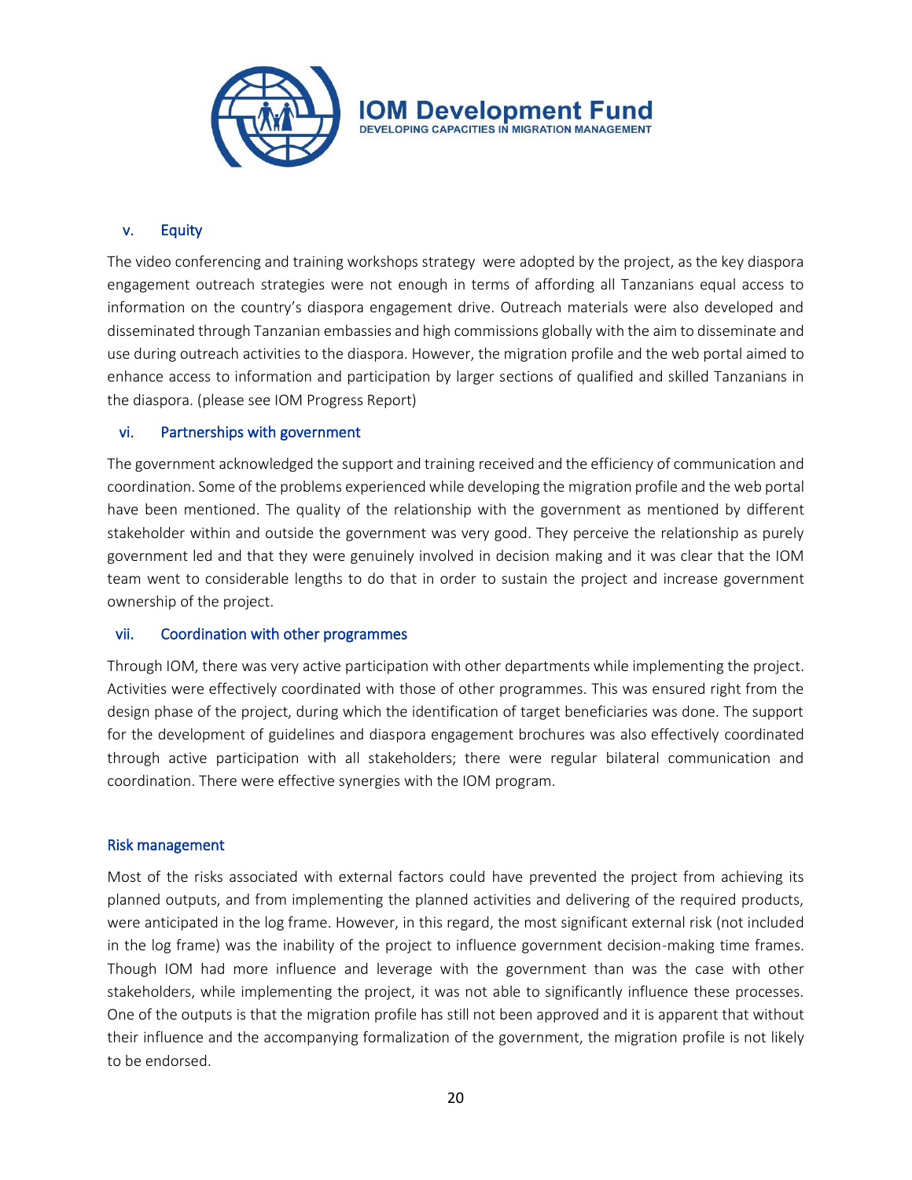### v. Equity

The video conferencing and training workshops strategy were adopted by the project, as the key diaspora engagement outreach strategies were not enough in terms of affording all Tanzanians equal access to information on the country's diaspora engagement drive. Outreach materials were also developed and disseminated through Tanzanian embassies and high commissions globally with the aim to disseminate and use during outreach activities to the diaspora. However, the migration profile and the web portal aimed to enhance access to information and participation by larger sections of qualified and skilled Tanzanians in the diaspora. (please see IOM Progress Report)

### vi. Partnerships with government

The government acknowledged the support and training received and the efficiency of communication and coordination. Some of the problems experienced while developing the migration profile and the web portal have been mentioned. The quality of the relationship with the government as mentioned by different stakeholder within and outside the government was very good. They perceive the relationship as purely government led and that they were genuinely involved in decision making and it was clear that the IOM team went to considerable lengths to do that in order to sustain the project and increase government ownership of the project.

### vii. Coordination with other programmes

Through IOM, there was very active participation with other departments while implementing the project. Activities were effectively coordinated with those of other programmes. This was ensured right from the design phase of the project, during which the identification of target beneficiaries was done. The support for the development of guidelines and diaspora engagement brochures was also effectively coordinated through active participation with all stakeholders; there were regular bilateral communication and coordination. There were effective synergies with the IOM program.

### Risk management

Most of the risks associated with external factors could have prevented the project from achieving its planned outputs, and from implementing the planned activities and delivering of the required products, were anticipated in the log frame. However, in this regard, the most significant external risk (not included in the log frame) was the inability of the project to influence government decision-making time frames. Though IOM had more influence and leverage with the government than was the case with other stakeholders, while implementing the project, it was not able to significantly influence these processes. One of the outputs is that the migration profile has still not been approved and it is apparent that without their influence and the accompanying formalization of the government, the migration profile is not likely to be endorsed.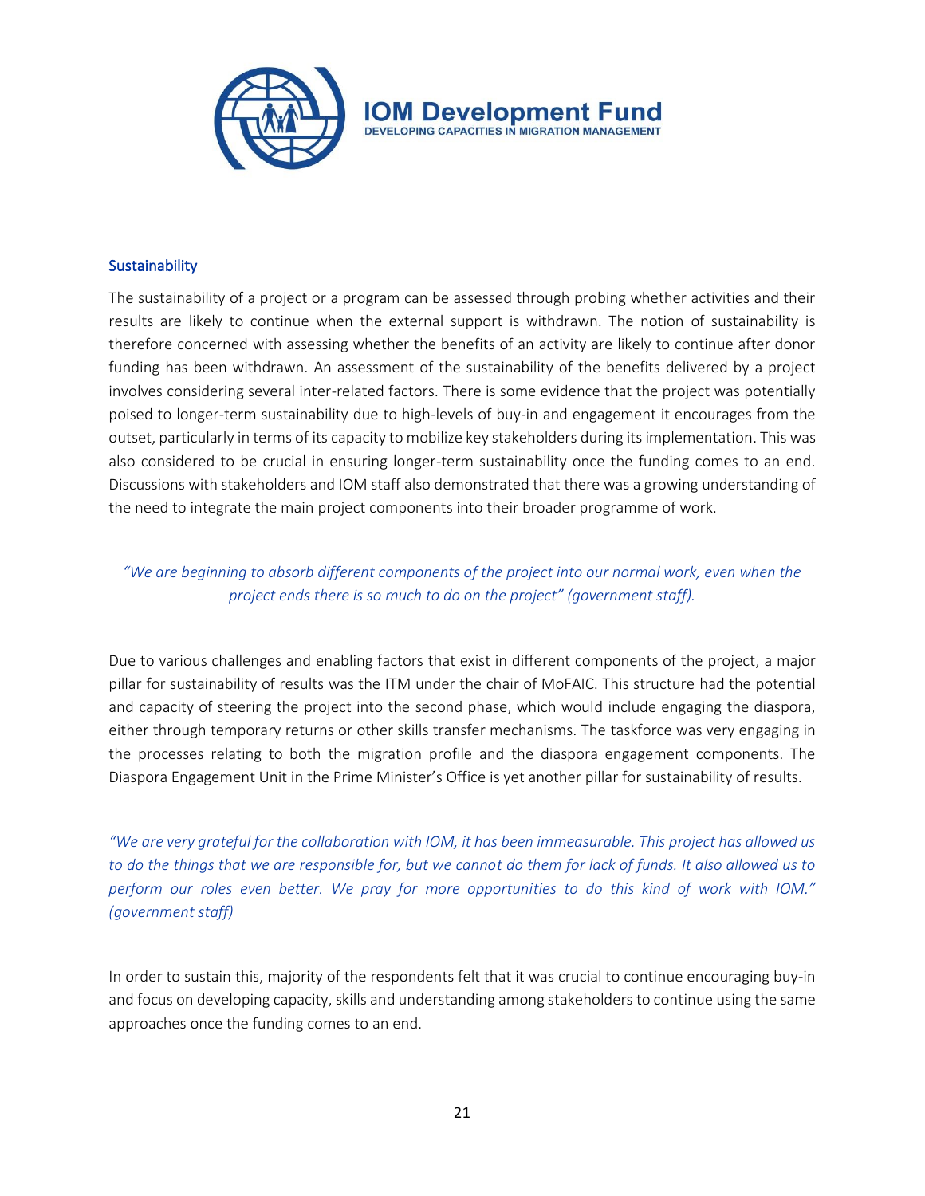## Sustainability

The sustainability of a project or a program can be assessed through probing whether activities and their results are likely to continue when the external support is withdrawn. The notion of sustainability is therefore concerned with assessing whether the benefits of an activity are likely to continue after donor funding has been withdrawn. An assessment of the sustainability of the benefits delivered by a project involves considering several inter-related factors. There is some evidence that the project was potentially poised to longer-term sustainability due to high-levels of buy-in and engagement it encourages from the outset, particularly in terms of its capacity to mobilize key stakeholders during its implementation. This was also considered to be crucial in ensuring longer-term sustainability once the funding comes to an end. Discussions with stakeholders and IOM staff also demonstrated that there was a growing understanding of the need to integrate the main project components into their broader programme of work.

*"We are beginning to absorb different components of the project into our normal work, even when the project ends there is so much to do on the project" (government staff).*

Due to various challenges and enabling factors that exist in different components of the project, a major pillar for sustainability of results was the ITM under the chair of MoFAIC. This structure had the potential and capacity of steering the project into the second phase, which would include engaging the diaspora, either through temporary returns or other skills transfer mechanisms. The taskforce was very engaging in the processes relating to both the migration profile and the diaspora engagement components. The Diaspora Engagement Unit in the Prime Minister's Office is yet another pillar for sustainability of results.

*"We are very grateful for the collaboration with IOM, it has been immeasurable. This project has allowed us to do the things that we are responsible for, but we cannot do them for lack of funds. It also allowed us to perform our roles even better. We pray for more opportunities to do this kind of work with IOM." (government staff)*

In order to sustain this, majority of the respondents felt that it was crucial to continue encouraging buy-in and focus on developing capacity, skills and understanding among stakeholders to continue using the same approaches once the funding comes to an end.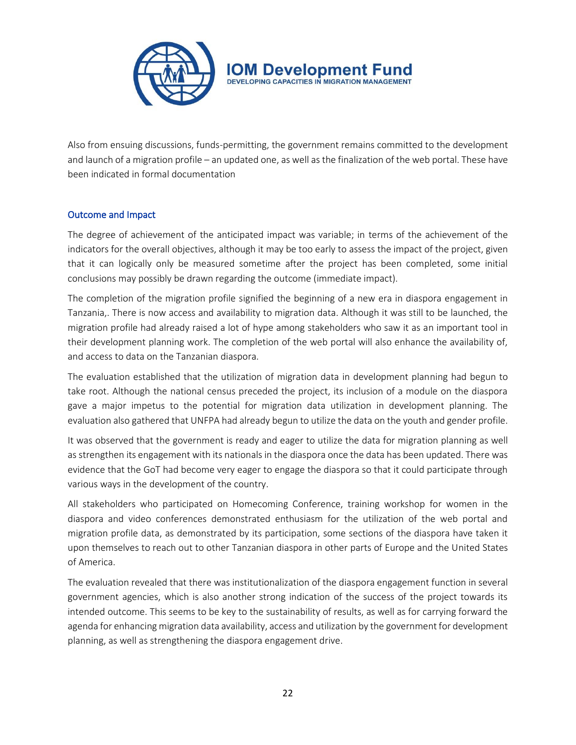Also from ensuing discussions, funds-permitting, the government remains committed to the development and launch of a migration profile – an updated one, as well as the finalization of the web portal. These have been indicated in formal documentation

### Outcome and Impact

The degree of achievement of the anticipated impact was variable; in terms of the achievement of the indicators for the overall objectives, although it may be too early to assess the impact of the project, given that it can logically only be measured sometime after the project has been completed, some initial conclusions may possibly be drawn regarding the outcome (immediate impact).

The completion of the migration profile signified the beginning of a new era in diaspora engagement in Tanzania,. There is now access and availability to migration data. Although it was still to be launched, the migration profile had already raised a lot of hype among stakeholders who saw it as an important tool in their development planning work. The completion of the web portal will also enhance the availability of, and access to data on the Tanzanian diaspora.

The evaluation established that the utilization of migration data in development planning had begun to take root. Although the national census preceded the project, its inclusion of a module on the diaspora gave a major impetus to the potential for migration data utilization in development planning. The evaluation also gathered that UNFPA had already begun to utilize the data on the youth and gender profile.

It was observed that the government is ready and eager to utilize the data for migration planning as well as strengthen its engagement with its nationals in the diaspora once the data has been updated. There was evidence that the GoT had become very eager to engage the diaspora so that it could participate through various ways in the development of the country.

All stakeholders who participated on Homecoming Conference, training workshop for women in the diaspora and video conferences demonstrated enthusiasm for the utilization of the web portal and migration profile data, as demonstrated by its participation, some sections of the diaspora have taken it upon themselves to reach out to other Tanzanian diaspora in other parts of Europe and the United States of America.

The evaluation revealed that there was institutionalization of the diaspora engagement function in several government agencies, which is also another strong indication of the success of the project towards its intended outcome. This seems to be key to the sustainability of results, as well as for carrying forward the agenda for enhancing migration data availability, access and utilization by the government for development planning, as well as strengthening the diaspora engagement drive.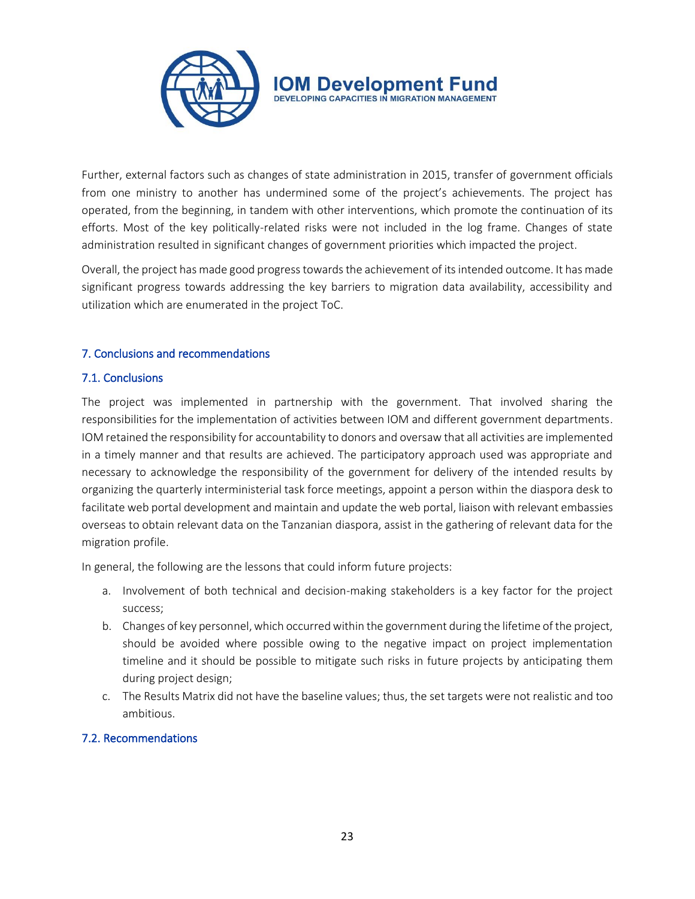Further, external factors such as changes of state administration in 2015, transfer of government officials from one ministry to another has undermined some of the project's achievements. The project has operated, from the beginning, in tandem with other interventions, which promote the continuation of its efforts. Most of the key politically-related risks were not included in the log frame. Changes of state administration resulted in significant changes of government priorities which impacted the project.

Overall, the project has made good progress towards the achievement of its intended outcome. It has made significant progress towards addressing the key barriers to migration data availability, accessibility and utilization which are enumerated in the project ToC.

## 7. Conclusions and recommendations

### 7.1. Conclusions

The project was implemented in partnership with the government. That involved sharing the responsibilities for the implementation of activities between IOM and different government departments. IOM retained the responsibility for accountability to donors and oversaw that all activities are implemented in a timely manner and that results are achieved. The participatory approach used was appropriate and necessary to acknowledge the responsibility of the government for delivery of the intended results by organizing the quarterly interministerial task force meetings, appoint a person within the diaspora desk to facilitate web portal development and maintain and update the web portal, liaison with relevant embassies overseas to obtain relevant data on the Tanzanian diaspora, assist in the gathering of relevant data for the migration profile.

In general, the following are the lessons that could inform future projects:

a. Involvement of both technical and decision-making stakeholders is a key factor for the project success;
b. Changes of key personnel, which occurred within the government during the lifetime of the project, should be avoided where possible owing to the negative impact on project implementation timeline and it should be possible to mitigate such risks in future projects by anticipating them during project design;
c. The Results Matrix did not have the baseline values; thus, the set targets were not realistic and too ambitious.

### 7.2. Recommendations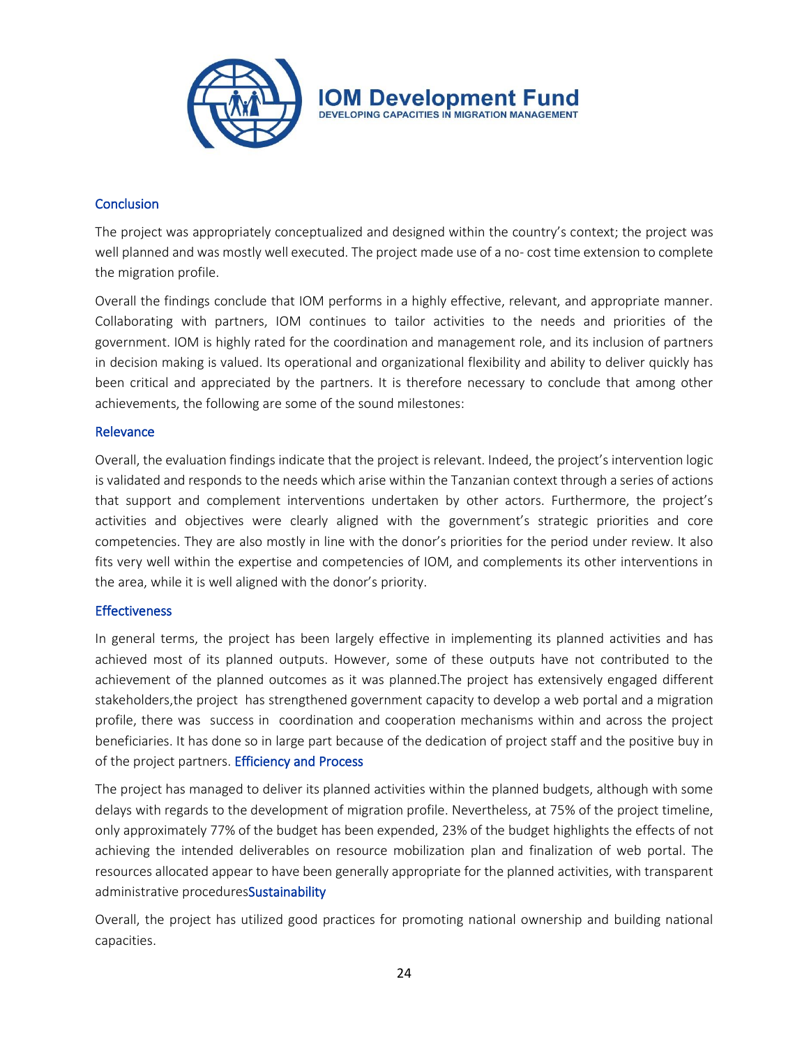## Conclusion

The project was appropriately conceptualized and designed within the country's context; the project was well planned and was mostly well executed. The project made use of a no- cost time extension to complete the migration profile.

Overall the findings conclude that IOM performs in a highly effective, relevant, and appropriate manner. Collaborating with partners, IOM continues to tailor activities to the needs and priorities of the government. IOM is highly rated for the coordination and management role, and its inclusion of partners in decision making is valued. Its operational and organizational flexibility and ability to deliver quickly has been critical and appreciated by the partners. It is therefore necessary to conclude that among other achievements, the following are some of the sound milestones:

### Relevance

Overall, the evaluation findings indicate that the project is relevant. Indeed, the project's intervention logic is validated and responds to the needs which arise within the Tanzanian context through a series of actions that support and complement interventions undertaken by other actors. Furthermore, the project's activities and objectives were clearly aligned with the government's strategic priorities and core competencies. They are also mostly in line with the donor's priorities for the period under review. It also fits very well within the expertise and competencies of IOM, and complements its other interventions in the area, while it is well aligned with the donor's priority.

### Effectiveness

In general terms, the project has been largely effective in implementing its planned activities and has achieved most of its planned outputs. However, some of these outputs have not contributed to the achievement of the planned outcomes as it was planned.The project has extensively engaged different stakeholders,the project has strengthened government capacity to develop a web portal and a migration profile, there was success in coordination and cooperation mechanisms within and across the project beneficiaries. It has done so in large part because of the dedication of project staff and the positive buy in of the project partners.

### Efficiency and Process

The project has managed to deliver its planned activities within the planned budgets, although with some delays with regards to the development of migration profile. Nevertheless, at 75% of the project timeline, only approximately 77% of the budget has been expended, 23% of the budget highlights the effects of not achieving the intended deliverables on resource mobilization plan and finalization of web portal. The resources allocated appear to have been generally appropriate for the planned activities, with transparent administrative procedures

### Sustainability

Overall, the project has utilized good practices for promoting national ownership and building national capacities.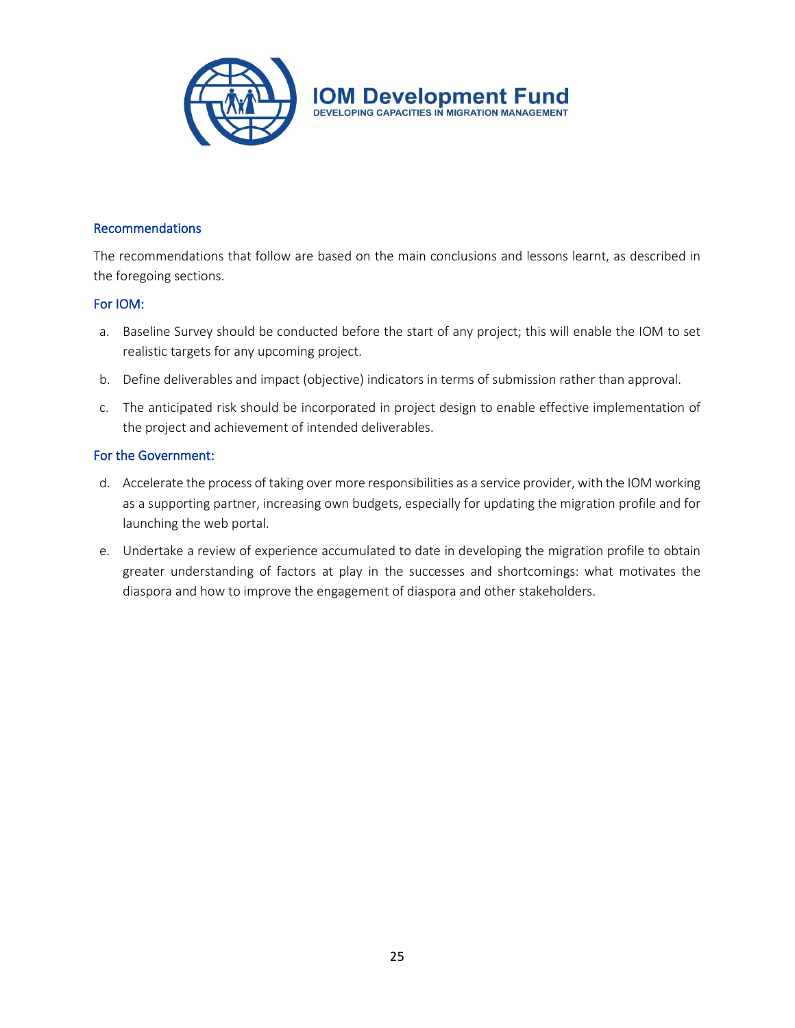### Recommendations

The recommendations that follow are based on the main conclusions and lessons learnt, as described in the foregoing sections.

#### For IOM:

a. Baseline Survey should be conducted before the start of any project; this will enable the IOM to set realistic targets for any upcoming project.

b. Define deliverables and impact (objective) indicators in terms of submission rather than approval.

c. The anticipated risk should be incorporated in project design to enable effective implementation of the project and achievement of intended deliverables.

#### For the Government:

d. Accelerate the process of taking over more responsibilities as a service provider, with the IOM working as a supporting partner, increasing own budgets, especially for updating the migration profile and for launching the web portal.

e. Undertake a review of experience accumulated to date in developing the migration profile to obtain greater understanding of factors at play in the successes and shortcomings: what motivates the diaspora and how to improve the engagement of diaspora and other stakeholders.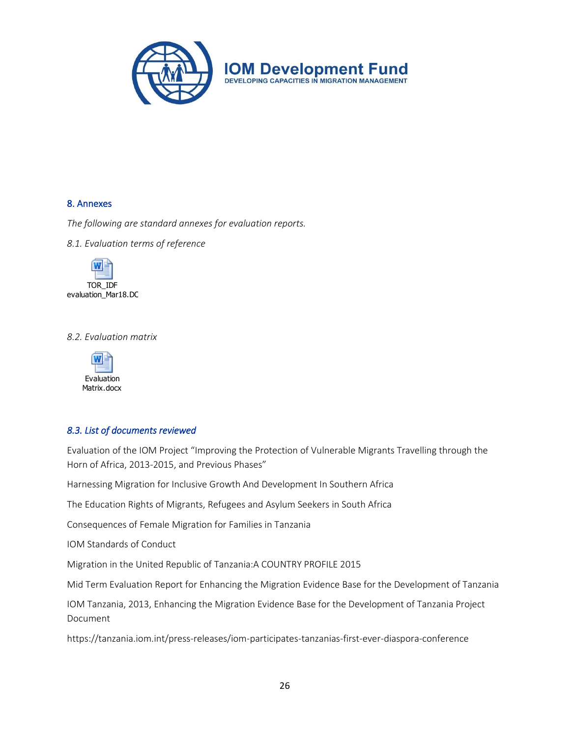## 8. Annexes

*The following are standard annexes for evaluation reports.*

*8.1. Evaluation terms of reference*

TOR_IDF evaluation_Mar18.DC

*8.2. Evaluation matrix*

Evaluation Matrix.docx

### *8.3. List of documents reviewed*

Evaluation of the IOM Project "Improving the Protection of Vulnerable Migrants Travelling through the Horn of Africa, 2013-2015, and Previous Phases"

Harnessing Migration for Inclusive Growth And Development In Southern Africa

The Education Rights of Migrants, Refugees and Asylum Seekers in South Africa

Consequences of Female Migration for Families in Tanzania

IOM Standards of Conduct

Migration in the United Republic of Tanzania:A COUNTRY PROFILE 2015

Mid Term Evaluation Report for Enhancing the Migration Evidence Base for the Development of Tanzania

IOM Tanzania, 2013, Enhancing the Migration Evidence Base for the Development of Tanzania Project Document

https://tanzania.iom.int/press-releases/iom-participates-tanzanias-first-ever-diaspora-conference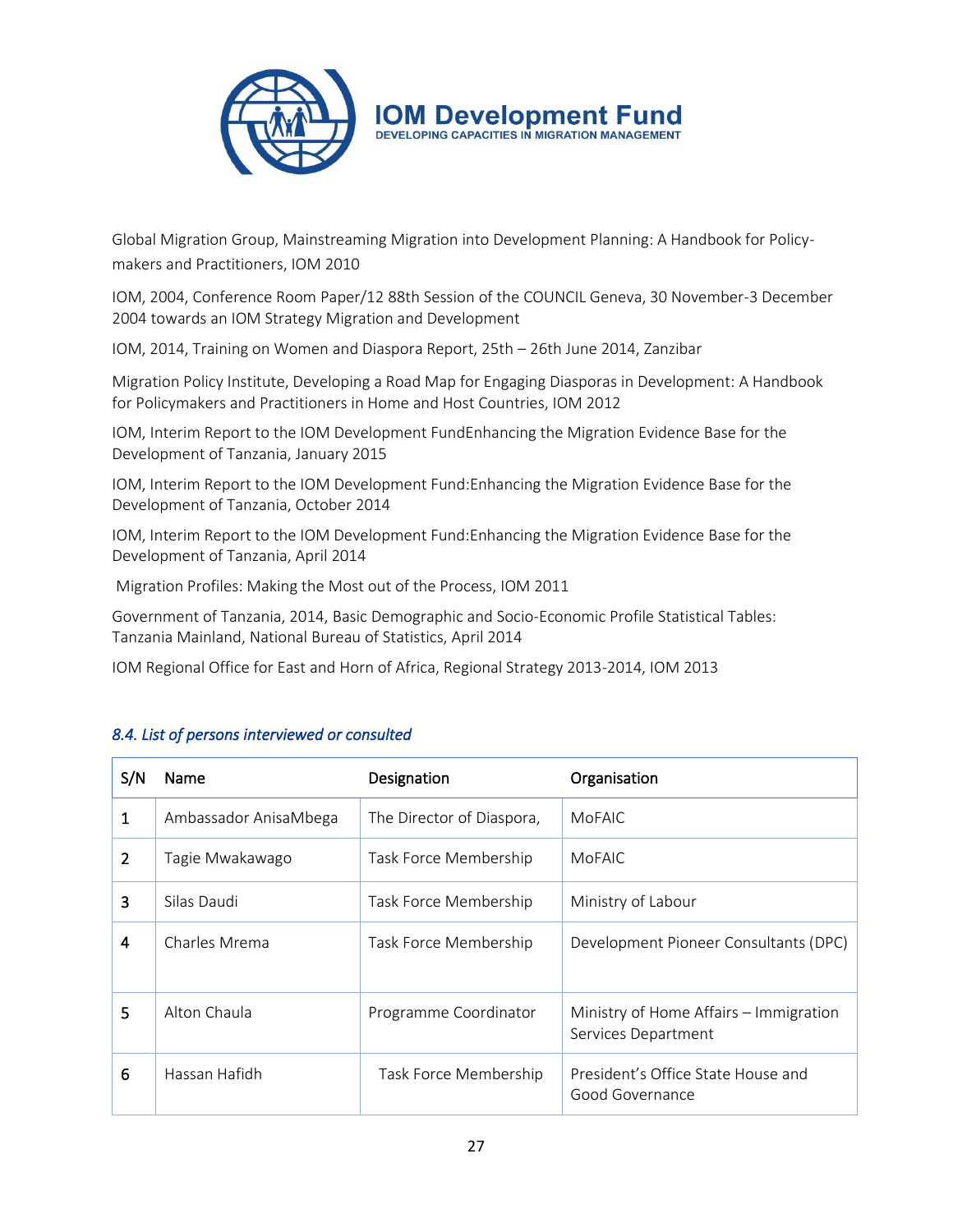Global Migration Group, Mainstreaming Migration into Development Planning: A Handbook for Policy-makers and Practitioners, IOM 2010

IOM, 2004, Conference Room Paper/12 88th Session of the COUNCIL Geneva, 30 November-3 December 2004 towards an IOM Strategy Migration and Development

IOM, 2014, Training on Women and Diaspora Report, 25th – 26th June 2014, Zanzibar

Migration Policy Institute, Developing a Road Map for Engaging Diasporas in Development: A Handbook for Policymakers and Practitioners in Home and Host Countries, IOM 2012

IOM, Interim Report to the IOM Development FundEnhancing the Migration Evidence Base for the Development of Tanzania, January 2015

IOM, Interim Report to the IOM Development Fund:Enhancing the Migration Evidence Base for the Development of Tanzania, October 2014

IOM, Interim Report to the IOM Development Fund:Enhancing the Migration Evidence Base for the Development of Tanzania, April 2014

Migration Profiles: Making the Most out of the Process, IOM 2011

Government of Tanzania, 2014, Basic Demographic and Socio-Economic Profile Statistical Tables: Tanzania Mainland, National Bureau of Statistics, April 2014

IOM Regional Office for East and Horn of Africa, Regional Strategy 2013-2014, IOM 2013

### *8.4. List of persons interviewed or consulted*

| S/N | Name | Designation | Organisation |
|---|---|---|---|
| 1 | Ambassador AnisaMbega | The Director of Diaspora, | MoFAIC |
| 2 | Tagie Mwakawago | Task Force Membership | MoFAIC |
| 3 | Silas Daudi | Task Force Membership | Ministry of Labour |
| 4 | Charles Mrema | Task Force Membership | Development Pioneer Consultants (DPC) |
| 5 | Alton Chaula | Programme Coordinator | Ministry of Home Affairs – Immigration Services Department |
| 6 | Hassan Hafidh | Task Force Membership | President's Office State House and Good Governance |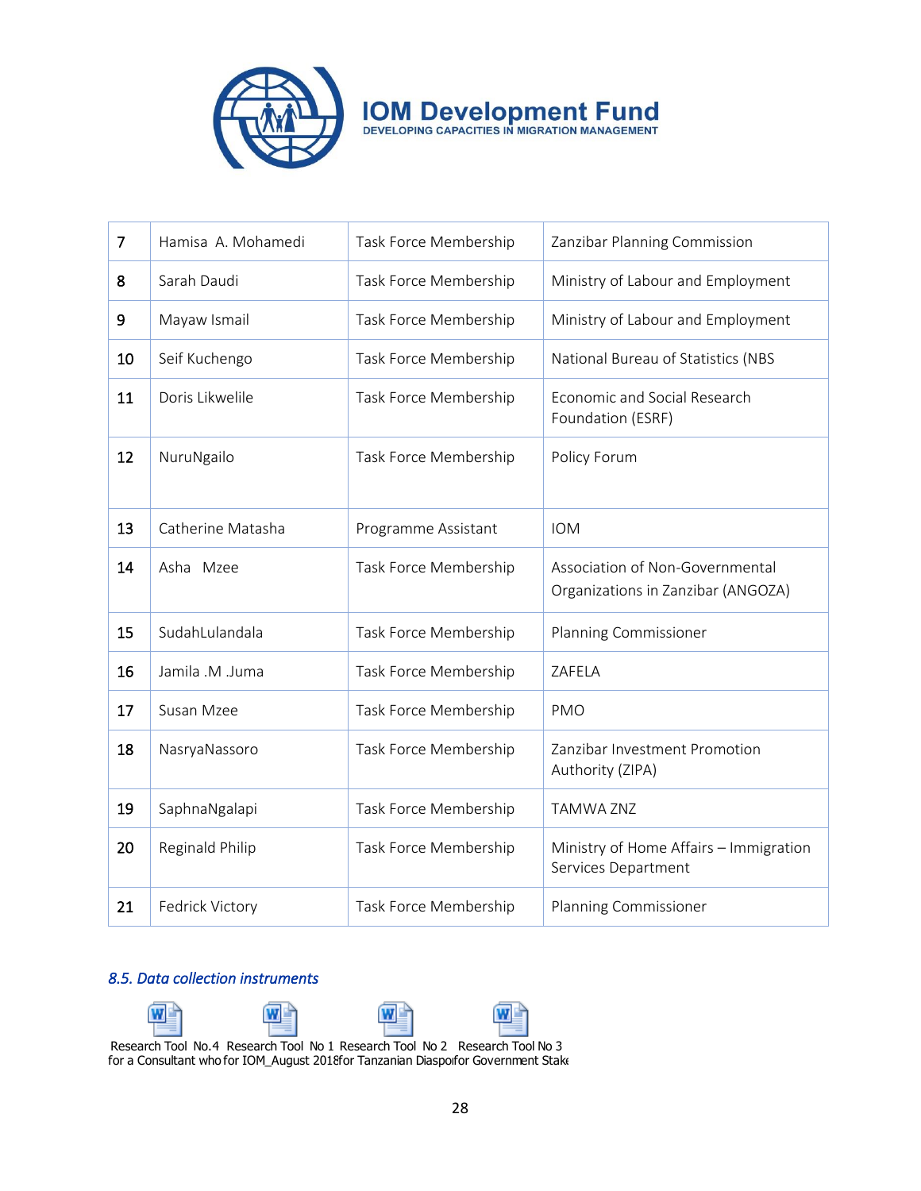| | | | |
|---|---|---|---|
| 7 | Hamisa A. Mohamedi | Task Force Membership | Zanzibar Planning Commission |
| 8 | Sarah Daudi | Task Force Membership | Ministry of Labour and Employment |
| 9 | Mayaw Ismail | Task Force Membership | Ministry of Labour and Employment |
| 10 | Seif Kuchengo | Task Force Membership | National Bureau of Statistics (NBS |
| 11 | Doris Likwelile | Task Force Membership | Economic and Social Research Foundation (ESRF) |
| 12 | NuruNgailo | Task Force Membership | Policy Forum |
| 13 | Catherine Matasha | Programme Assistant | IOM |
| 14 | Asha Mzee | Task Force Membership | Association of Non-Governmental Organizations in Zanzibar (ANGOZA) |
| 15 | SudahLulandala | Task Force Membership | Planning Commissioner |
| 16 | Jamila .M .Juma | Task Force Membership | ZAFELA |
| 17 | Susan Mzee | Task Force Membership | PMO |
| 18 | NasryaNassoro | Task Force Membership | Zanzibar Investment Promotion Authority (ZIPA) |
| 19 | SaphnaNgalapi | Task Force Membership | TAMWA ZNZ |
| 20 | Reginald Philip | Task Force Membership | Ministry of Home Affairs – Immigration Services Department |
| 21 | Fedrick Victory | Task Force Membership | Planning Commissioner |

### *8.5. Data collection instruments*

Research Tool No.4 for a Consultant who

Research Tool No 1 for IOM_August 2018

Research Tool No 2 for Tanzanian Diaspo

Research Tool No 3 for Government Stake